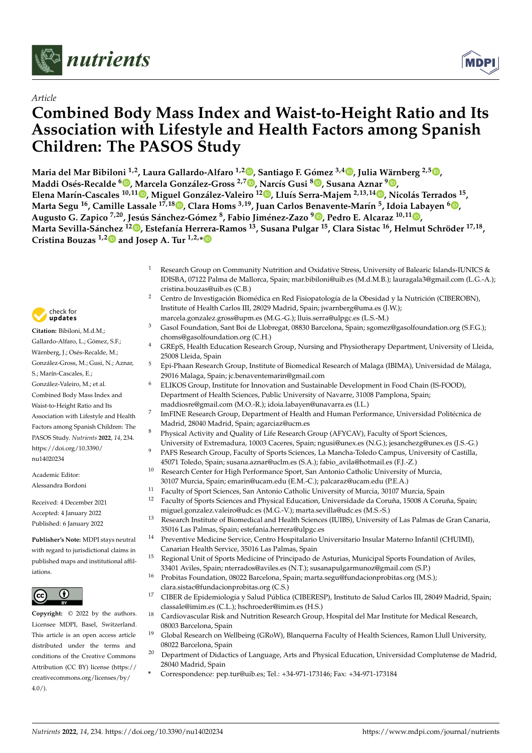*Article*

# Combined Body Mass Index and Waist-to-Height Ratio and Its Association with Lifestyle and Health Factors among Spanish Children: The PASOS Study

**Maria del Mar Bibiloni [1,2], Laura Gallardo-Alfaro [1,2], Santiago F. Gómez [3,4], Julia Wärnberg [2,5], Maddi Osés-Recalde [6], Marcela González-Gross [2,7], Narcís Gusi [8], Susana Aznar [9], Elena Marín-Cascales [10,11], Miguel González-Valeiro [12], Lluís Serra-Majem [2,13,14], Nicolás Terrados [15], Marta Segu [16], Camille Lassale [17,18], Clara Homs [3,19], Juan Carlos Benavente-Marín [5], Idoia Labayen [6], Augusto G. Zapico [7,20], Jesús Sánchez-Gómez [8], Fabio Jiménez-Zazo [9], Pedro E. Alcaraz [10,11], Marta Sevilla-Sánchez [12], Estefanía Herrera-Ramos [13], Susana Pulgar [15], Clara Sistac [16], Helmut Schröder [17,18], Cristina Bouzas [1,2] and Josep A. Tur [1,2,*]**

1. Research Group on Community Nutrition and Oxidative Stress, University of Balearic Islands-IUNICS & IDISBA, 07122 Palma de Mallorca, Spain; mar.bibiloni@uib.es (M.d.M.B.); lauragala3@gmail.com (L.G.-A.); cristina.bouzas@uib.es (C.B.)
2. Centro de Investigación Biomédica en Red Fisiopatología de la Obesidad y la Nutrición (CIBEROBN), Institute of Health Carlos III, 28029 Madrid, Spain; jwarnberg@uma.es (J.W.); marcela.gonzalez.gross@upm.es (M.G.-G.); lluis.serra@ulpgc.es (L.S.-M.)
3. Gasol Foundation, Sant Boi de Llobregat, 08830 Barcelona, Spain; sgomez@gasolfoundation.org (S.F.G.); choms@gasolfoundation.org (C.H.)
4. GREpS, Health Education Research Group, Nursing and Physiotherapy Department, University of Lleida, 25008 Lleida, Spain
5. Epi-Phaan Research Group, Institute of Biomedical Research of Malaga (IBIMA), Universidad de Málaga, 29016 Malaga, Spain; jc.benaventemarin@gmail.com
6. ELIKOS Group, Institute for Innovation and Sustainable Development in Food Chain (IS-FOOD), Department of Health Sciences, Public University of Navarre, 31008 Pamplona, Spain; maddiosre@gmail.com (M.O.-R.); idoia.labayen@unavarra.es (I.L.)
7. ImFINE Research Group, Department of Health and Human Performance, Universidad Politécnica de Madrid, 28040 Madrid, Spain; agarciaz@ucm.es
8. Physical Activity and Quality of Life Research Group (AFYCAV), Faculty of Sport Sciences, University of Extremadura, 10003 Caceres, Spain; ngusi@unex.es (N.G.); jesanchez@unex.es (J.S.-G.)
9. PAFS Research Group, Faculty of Sports Sciences, La Mancha-Toledo Campus, University of Castilla, 45071 Toledo, Spain; susana.aznar@uclm.es (S.A.); fabio_avila@hotmail.es (F.J.-Z.)
10. Research Center for High Performance Sport, San Antonio Catholic University of Murcia, 30107 Murcia, Spain; emarin@ucam.edu (E.M.-C.); palcaraz@ucam.edu (P.E.A.)
11. Faculty of Sport Sciences, San Antonio Catholic University of Murcia, 30107 Murcia, Spain
12. Faculty of Sports Sciences and Physical Education, Universidade da Coruña, 15008 A Coruña, Spain; miguel.gonzalez.valeiro@udc.es (M.G.-V.); marta.sevilla@udc.es (M.S.-S.)
13. Research Institute of Biomedical and Health Sciences (IUIBS), University of Las Palmas de Gran Canaria, 35016 Las Palmas, Spain; estefania.herrera@ulpgc.es
14. Preventive Medicine Service, Centro Hospitalario Universitario Insular Materno Infantil (CHUIMI), Canarian Health Service, 35016 Las Palmas, Spain
15. Regional Unit of Sports Medicine of Principado de Asturias, Municipal Sports Foundation of Aviles, 33401 Aviles, Spain; nterrados@aviles.es (N.T.); susanapulgarmunoz@gmail.com (S.P.)
16. Probitas Foundation, 08022 Barcelona, Spain; marta.segu@fundacionprobitas.org (M.S.); clara.sistac@fundacionprobitas.org (C.S.)
17. CIBER de Epidemiología y Salud Pública (CIBERESP), Instituto de Salud Carlos III, 28049 Madrid, Spain; classale@imim.es (C.L.); hschroeder@imim.es (H.S.)
18. Cardiovascular Risk and Nutrition Research Group, Hospital del Mar Institute for Medical Research, 08003 Barcelona, Spain
19. Global Research on Wellbeing (GRoW), Blanquerna Faculty of Health Sciences, Ramon Llull University, 08022 Barcelona, Spain
20. Department of Didactics of Language, Arts and Physical Education, Universidad Complutense de Madrid, 28040 Madrid, Spain

\* Correspondence: pep.tur@uib.es; Tel.: +34-971-173146; Fax: +34-971-173184

**Citation:** Bibiloni, M.d.M.; Gallardo-Alfaro, L.; Gómez, S.F.; Wärnberg, J.; Osés-Recalde, M.; González-Gross, M.; Gusi, N.; Aznar, S.; Marín-Cascales, E.; González-Valeiro, M.; et al. Combined Body Mass Index and Waist-to-Height Ratio and Its Association with Lifestyle and Health Factors among Spanish Children: The PASOS Study. *Nutrients* **2022**, *14*, 234. https://doi.org/10.3390/nu14020234

Academic Editor: Alessandra Bordoni

Received: 4 December 2021
Accepted: 4 January 2022
Published: 6 January 2022

**Publisher's Note:** MDPI stays neutral with regard to jurisdictional claims in published maps and institutional affiliations.

**Copyright:** © 2022 by the authors. Licensee MDPI, Basel, Switzerland. This article is an open access article distributed under the terms and conditions of the Creative Commons Attribution (CC BY) license (https://creativecommons.org/licenses/by/4.0/).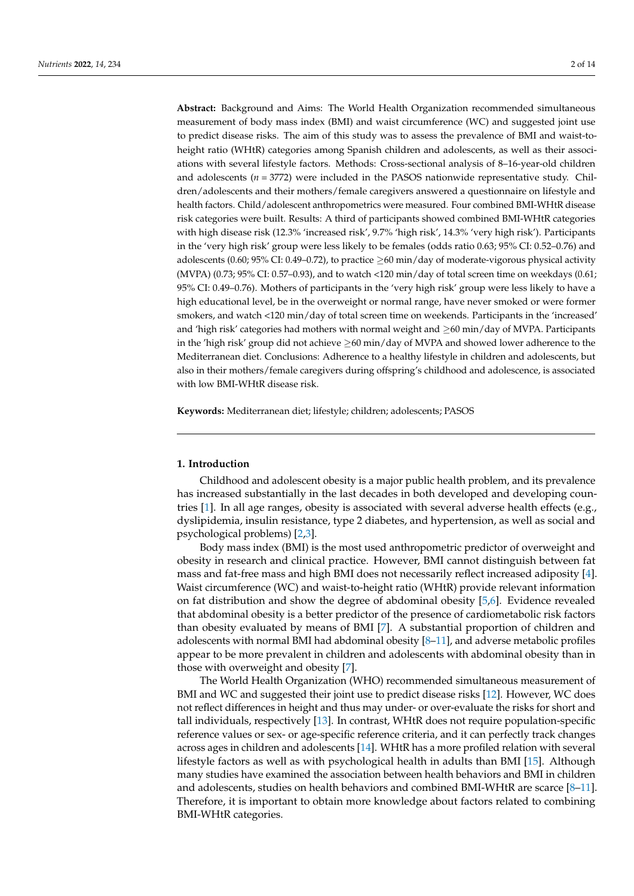**Abstract:** Background and Aims: The World Health Organization recommended simultaneous measurement of body mass index (BMI) and waist circumference (WC) and suggested joint use to predict disease risks. The aim of this study was to assess the prevalence of BMI and waist-to-height ratio (WHtR) categories among Spanish children and adolescents, as well as their associations with several lifestyle factors. Methods: Cross-sectional analysis of 8–16-year-old children and adolescents (*n* = 3772) were included in the PASOS nationwide representative study. Children/adolescents and their mothers/female caregivers answered a questionnaire on lifestyle and health factors. Child/adolescent anthropometrics were measured. Four combined BMI-WHtR disease risk categories were built. Results: A third of participants showed combined BMI-WHtR categories with high disease risk (12.3% 'increased risk', 9.7% 'high risk', 14.3% 'very high risk'). Participants in the 'very high risk' group were less likely to be females (odds ratio 0.63; 95% CI: 0.52–0.76) and adolescents (0.60; 95% CI: 0.49–0.72), to practice ≥60 min/day of moderate-vigorous physical activity (MVPA) (0.73; 95% CI: 0.57–0.93), and to watch <120 min/day of total screen time on weekdays (0.61; 95% CI: 0.49–0.76). Mothers of participants in the 'very high risk' group were less likely to have a high educational level, be in the overweight or normal range, have never smoked or were former smokers, and watch <120 min/day of total screen time on weekends. Participants in the 'increased' and 'high risk' categories had mothers with normal weight and ≥60 min/day of MVPA. Participants in the 'high risk' group did not achieve ≥60 min/day of MVPA and showed lower adherence to the Mediterranean diet. Conclusions: Adherence to a healthy lifestyle in children and adolescents, but also in their mothers/female caregivers during offspring's childhood and adolescence, is associated with low BMI-WHtR disease risk.

**Keywords:** Mediterranean diet; lifestyle; children; adolescents; PASOS

## 1. Introduction

Childhood and adolescent obesity is a major public health problem, and its prevalence has increased substantially in the last decades in both developed and developing countries [1]. In all age ranges, obesity is associated with several adverse health effects (e.g., dyslipidemia, insulin resistance, type 2 diabetes, and hypertension, as well as social and psychological problems) [2,3].

Body mass index (BMI) is the most used anthropometric predictor of overweight and obesity in research and clinical practice. However, BMI cannot distinguish between fat mass and fat-free mass and high BMI does not necessarily reflect increased adiposity [4]. Waist circumference (WC) and waist-to-height ratio (WHtR) provide relevant information on fat distribution and show the degree of abdominal obesity [5,6]. Evidence revealed that abdominal obesity is a better predictor of the presence of cardiometabolic risk factors than obesity evaluated by means of BMI [7]. A substantial proportion of children and adolescents with normal BMI had abdominal obesity [8–11], and adverse metabolic profiles appear to be more prevalent in children and adolescents with abdominal obesity than in those with overweight and obesity [7].

The World Health Organization (WHO) recommended simultaneous measurement of BMI and WC and suggested their joint use to predict disease risks [12]. However, WC does not reflect differences in height and thus may under- or over-evaluate the risks for short and tall individuals, respectively [13]. In contrast, WHtR does not require population-specific reference values or sex- or age-specific reference criteria, and it can perfectly track changes across ages in children and adolescents [14]. WHtR has a more profiled relation with several lifestyle factors as well as with psychological health in adults than BMI [15]. Although many studies have examined the association between health behaviors and BMI in children and adolescents, studies on health behaviors and combined BMI-WHtR are scarce [8–11]. Therefore, it is important to obtain more knowledge about factors related to combining BMI-WHtR categories.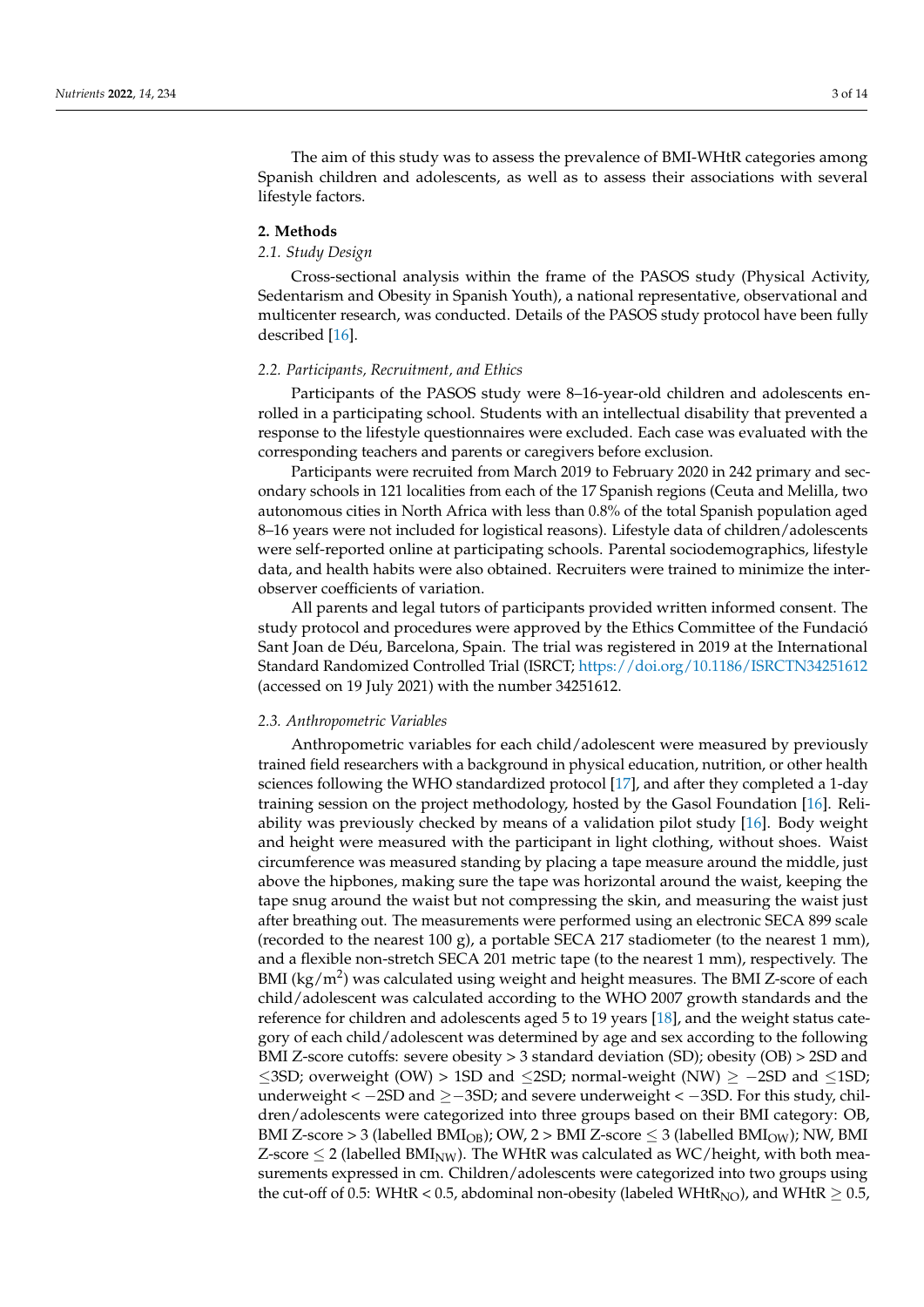The aim of this study was to assess the prevalence of BMI-WHtR categories among Spanish children and adolescents, as well as to assess their associations with several lifestyle factors.

## 2. Methods

### *2.1. Study Design*

Cross-sectional analysis within the frame of the PASOS study (Physical Activity, Sedentarism and Obesity in Spanish Youth), a national representative, observational and multicenter research, was conducted. Details of the PASOS study protocol have been fully described [16].

### *2.2. Participants, Recruitment, and Ethics*

Participants of the PASOS study were 8–16-year-old children and adolescents enrolled in a participating school. Students with an intellectual disability that prevented a response to the lifestyle questionnaires were excluded. Each case was evaluated with the corresponding teachers and parents or caregivers before exclusion.

Participants were recruited from March 2019 to February 2020 in 242 primary and secondary schools in 121 localities from each of the 17 Spanish regions (Ceuta and Melilla, two autonomous cities in North Africa with less than 0.8% of the total Spanish population aged 8–16 years were not included for logistical reasons). Lifestyle data of children/adolescents were self-reported online at participating schools. Parental sociodemographics, lifestyle data, and health habits were also obtained. Recruiters were trained to minimize the inter-observer coefficients of variation.

All parents and legal tutors of participants provided written informed consent. The study protocol and procedures were approved by the Ethics Committee of the Fundació Sant Joan de Déu, Barcelona, Spain. The trial was registered in 2019 at the International Standard Randomized Controlled Trial (ISRCT; https://doi.org/10.1186/ISRCTN34251612 (accessed on 19 July 2021) with the number 34251612.

### *2.3. Anthropometric Variables*

Anthropometric variables for each child/adolescent were measured by previously trained field researchers with a background in physical education, nutrition, or other health sciences following the WHO standardized protocol [17], and after they completed a 1-day training session on the project methodology, hosted by the Gasol Foundation [16]. Reliability was previously checked by means of a validation pilot study [16]. Body weight and height were measured with the participant in light clothing, without shoes. Waist circumference was measured standing by placing a tape measure around the middle, just above the hipbones, making sure the tape was horizontal around the waist, keeping the tape snug around the waist but not compressing the skin, and measuring the waist just after breathing out. The measurements were performed using an electronic SECA 899 scale (recorded to the nearest 100 g), a portable SECA 217 stadiometer (to the nearest 1 mm), and a flexible non-stretch SECA 201 metric tape (to the nearest 1 mm), respectively. The BMI ($kg/m^2$) was calculated using weight and height measures. The BMI Z-score of each child/adolescent was calculated according to the WHO 2007 growth standards and the reference for children and adolescents aged 5 to 19 years [18], and the weight status category of each child/adolescent was determined by age and sex according to the following BMI Z-score cutoffs: severe obesity > 3 standard deviation (SD); obesity (OB) > 2SD and $\leq$3SD; overweight (OW) > 1SD and $\leq$2SD; normal-weight (NW) $\geq -2$SD and $\leq$1SD; underweight < $-2$SD and $\geq -3$SD; and severe underweight < $-3$SD. For this study, children/adolescents were categorized into three groups based on their BMI category: OB, BMI Z-score > 3 (labelled $BMI_{OB}$); OW, 2 > BMI Z-score $\leq$ 3 (labelled $BMI_{OW}$); NW, BMI Z-score $\leq$ 2 (labelled $BMI_{NW}$). The WHtR was calculated as WC/height, with both measurements expressed in cm. Children/adolescents were categorized into two groups using the cut-off of 0.5: WHtR < 0.5, abdominal non-obesity (labeled $WHtR_{NO}$), and WHtR $\geq$ 0.5,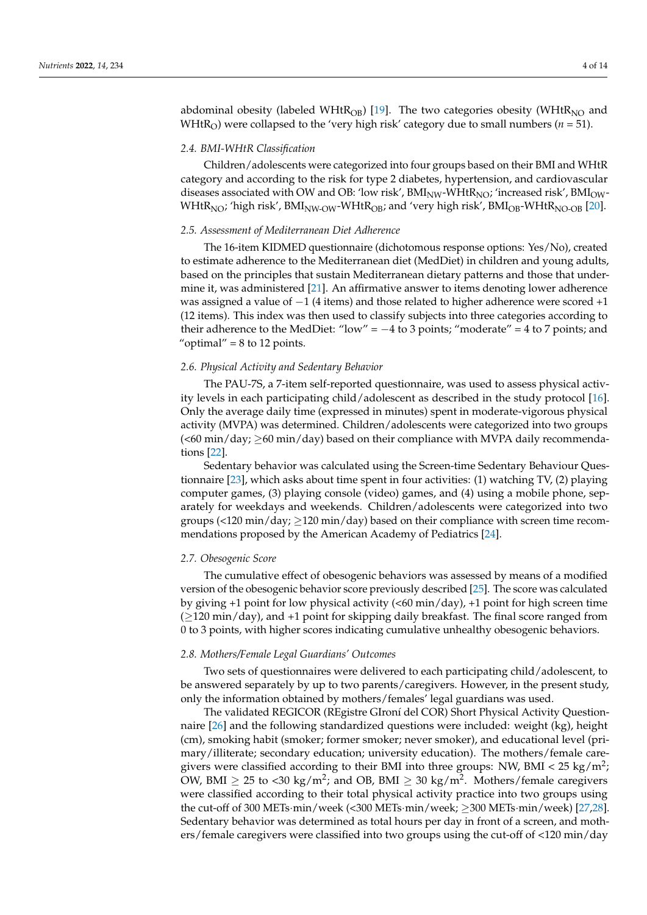abdominal obesity (labeled $WHtR_{OB}$) [19]. The two categories obesity ($WHtR_{NO}$ and $WHtR_{O}$) were collapsed to the 'very high risk' category due to small numbers ($n$ = 51).

### 2.4. BMI-WHtR Classification

Children/adolescents were categorized into four groups based on their BMI and WHtR category and according to the risk for type 2 diabetes, hypertension, and cardiovascular diseases associated with OW and OB: 'low risk', $BMI_{NW}$-$WHtR_{NO}$; 'increased risk', $BMI_{OW}$-$WHtR_{NO}$; 'high risk', $BMI_{NW\text{-}OW}$-$WHtR_{OB}$; and 'very high risk', $BMI_{OB}$-$WHtR_{NO\text{-}OB}$ [20].

### 2.5. Assessment of Mediterranean Diet Adherence

The 16-item KIDMED questionnaire (dichotomous response options: Yes/No), created to estimate adherence to the Mediterranean diet (MedDiet) in children and young adults, based on the principles that sustain Mediterranean dietary patterns and those that undermine it, was administered [21]. An affirmative answer to items denoting lower adherence was assigned a value of −1 (4 items) and those related to higher adherence were scored +1 (12 items). This index was then used to classify subjects into three categories according to their adherence to the MedDiet: "low" = −4 to 3 points; "moderate" = 4 to 7 points; and "optimal" = 8 to 12 points.

### 2.6. Physical Activity and Sedentary Behavior

The PAU-7S, a 7-item self-reported questionnaire, was used to assess physical activity levels in each participating child/adolescent as described in the study protocol [16]. Only the average daily time (expressed in minutes) spent in moderate-vigorous physical activity (MVPA) was determined. Children/adolescents were categorized into two groups (<60 min/day; ≥60 min/day) based on their compliance with MVPA daily recommendations [22].

Sedentary behavior was calculated using the Screen-time Sedentary Behaviour Questionnaire [23], which asks about time spent in four activities: (1) watching TV, (2) playing computer games, (3) playing console (video) games, and (4) using a mobile phone, separately for weekdays and weekends. Children/adolescents were categorized into two groups (<120 min/day; ≥120 min/day) based on their compliance with screen time recommendations proposed by the American Academy of Pediatrics [24].

### 2.7. Obesogenic Score

The cumulative effect of obesogenic behaviors was assessed by means of a modified version of the obesogenic behavior score previously described [25]. The score was calculated by giving +1 point for low physical activity (<60 min/day), +1 point for high screen time (≥120 min/day), and +1 point for skipping daily breakfast. The final score ranged from 0 to 3 points, with higher scores indicating cumulative unhealthy obesogenic behaviors.

### 2.8. Mothers/Female Legal Guardians' Outcomes

Two sets of questionnaires were delivered to each participating child/adolescent, to be answered separately by up to two parents/caregivers. However, in the present study, only the information obtained by mothers/females' legal guardians was used.

The validated REGICOR (REgistre GIroní del COR) Short Physical Activity Questionnaire [26] and the following standardized questions were included: weight (kg), height (cm), smoking habit (smoker; former smoker; never smoker), and educational level (primary/illiterate; secondary education; university education). The mothers/female caregivers were classified according to their BMI into three groups: NW, BMI < 25 $kg/m^2$; OW, BMI ≥ 25 to <30 $kg/m^2$; and OB, BMI ≥ 30 $kg/m^2$. Mothers/female caregivers were classified according to their total physical activity practice into two groups using the cut-off of 300 METs·min/week (<300 METs·min/week; ≥300 METs·min/week) [27,28]. Sedentary behavior was determined as total hours per day in front of a screen, and mothers/female caregivers were classified into two groups using the cut-off of <120 min/day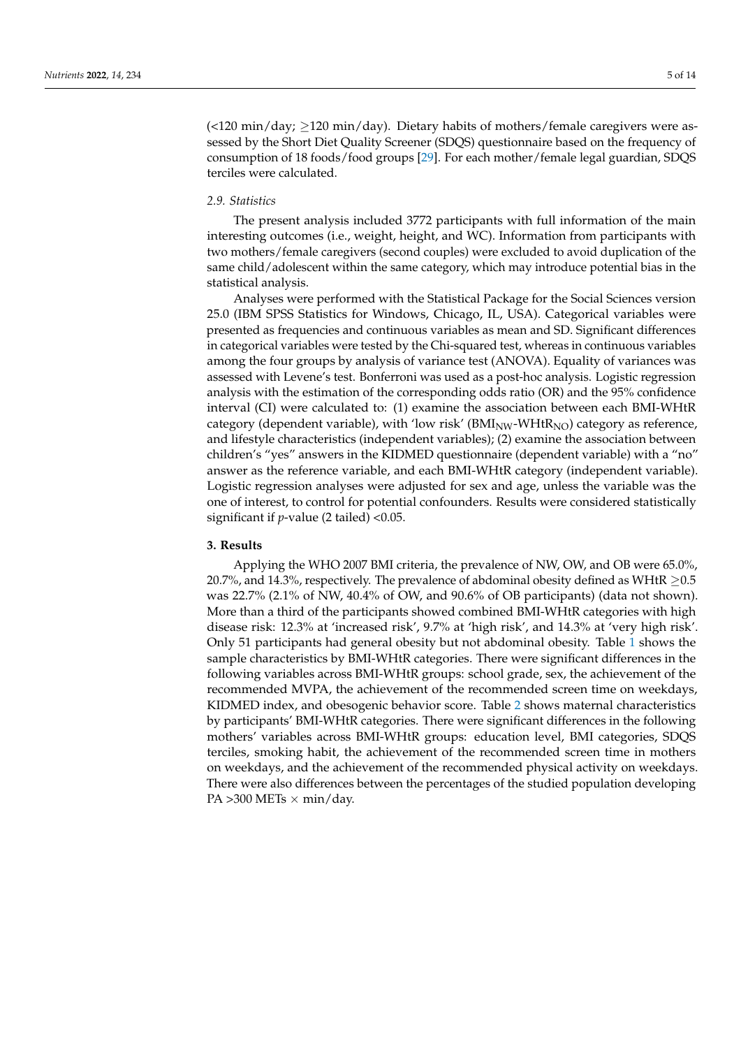(<120 min/day; ≥120 min/day). Dietary habits of mothers/female caregivers were assessed by the Short Diet Quality Screener (SDQS) questionnaire based on the frequency of consumption of 18 foods/food groups [29]. For each mother/female legal guardian, SDQS terciles were calculated.

### *2.9. Statistics*

The present analysis included 3772 participants with full information of the main interesting outcomes (i.e., weight, height, and WC). Information from participants with two mothers/female caregivers (second couples) were excluded to avoid duplication of the same child/adolescent within the same category, which may introduce potential bias in the statistical analysis.

Analyses were performed with the Statistical Package for the Social Sciences version 25.0 (IBM SPSS Statistics for Windows, Chicago, IL, USA). Categorical variables were presented as frequencies and continuous variables as mean and SD. Significant differences in categorical variables were tested by the Chi-squared test, whereas in continuous variables among the four groups by analysis of variance test (ANOVA). Equality of variances was assessed with Levene's test. Bonferroni was used as a post-hoc analysis. Logistic regression analysis with the estimation of the corresponding odds ratio (OR) and the 95% confidence interval (CI) were calculated to: (1) examine the association between each BMI-WHtR category (dependent variable), with 'low risk' ($BMI_{NW}$-$WHtR_{NO}$) category as reference, and lifestyle characteristics (independent variables); (2) examine the association between children's "yes" answers in the KIDMED questionnaire (dependent variable) with a "no" answer as the reference variable, and each BMI-WHtR category (independent variable). Logistic regression analyses were adjusted for sex and age, unless the variable was the one of interest, to control for potential confounders. Results were considered statistically significant if *p*-value (2 tailed) <0.05.

## **3. Results**

Applying the WHO 2007 BMI criteria, the prevalence of NW, OW, and OB were 65.0%, 20.7%, and 14.3%, respectively. The prevalence of abdominal obesity defined as WHtR ≥0.5 was 22.7% (2.1% of NW, 40.4% of OW, and 90.6% of OB participants) (data not shown). More than a third of the participants showed combined BMI-WHtR categories with high disease risk: 12.3% at 'increased risk', 9.7% at 'high risk', and 14.3% at 'very high risk'. Only 51 participants had general obesity but not abdominal obesity. Table 1 shows the sample characteristics by BMI-WHtR categories. There were significant differences in the following variables across BMI-WHtR groups: school grade, sex, the achievement of the recommended MVPA, the achievement of the recommended screen time on weekdays, KIDMED index, and obesogenic behavior score. Table 2 shows maternal characteristics by participants' BMI-WHtR categories. There were significant differences in the following mothers' variables across BMI-WHtR groups: education level, BMI categories, SDQS terciles, smoking habit, the achievement of the recommended screen time in mothers on weekdays, and the achievement of the recommended physical activity on weekdays. There were also differences between the percentages of the studied population developing PA >300 METs × min/day.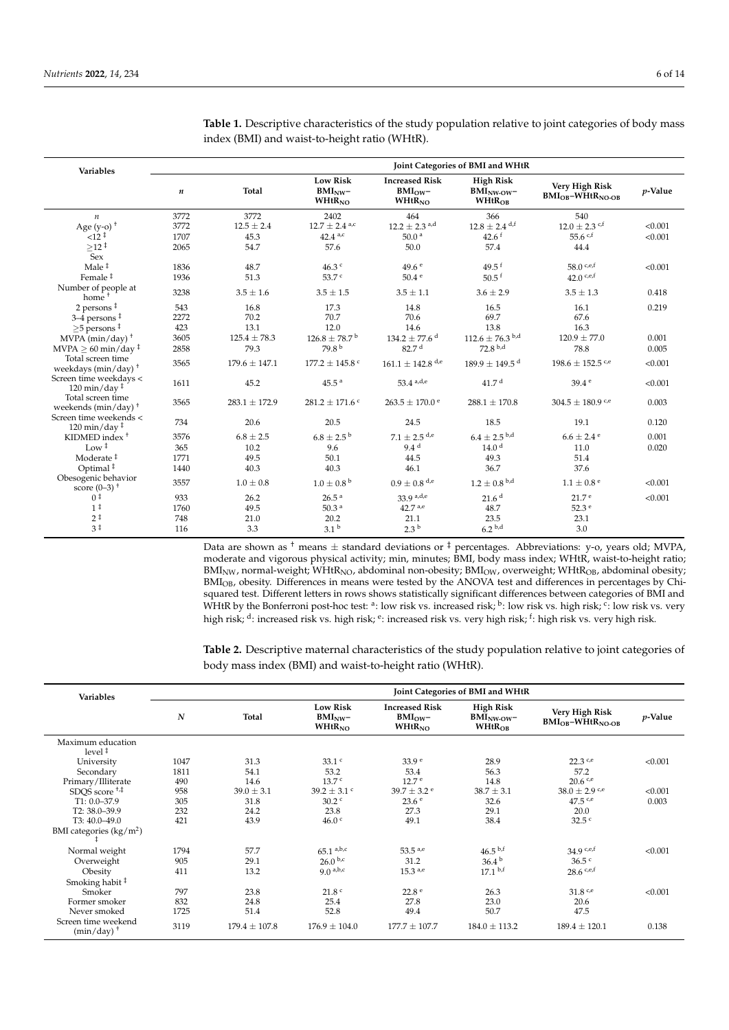**Table 1.** Descriptive characteristics of the study population relative to joint categories of body mass index (BMI) and waist-to-height ratio (WHtR).

| Variables | Joint Categories of BMI and WHtR | | | | | | |
|---|---|---|---|---|---|---|---|
| | $n$ | Total | Low Risk $BMI_{NW}$–$WHtR_{NO}$ | Increased Risk $BMI_{OW}$–$WHtR_{NO}$ | High Risk $BMI_{NW\text{-}OW}$–$WHtR_{OB}$ | Very High Risk $BMI_{OB}$–$WHtR_{NO\text{-}OB}$ | $p$-Value |
| $n$ | 3772 | 3772 | 2402 | 464 | 366 | 540 | |
| Age (y-o) † | 3772 | 12.5 ± 2.4 | 12.7 ± 2.4 [a,c] | 12.2 ± 2.3 [a,d] | 12.8 ± 2.4 [d,f] | 12.0 ± 2.3 [c,f] | <0.001 |
| <12 ‡ | 1707 | 45.3 | 42.4 [a,c] | 50.0 [a] | 42.6 [f] | 55.6 [c,f] | <0.001 |
| ≥12 ‡ | 2065 | 54.7 | 57.6 | 50.0 | 57.4 | 44.4 | |
| Sex | | | | | | | |
| Male ‡ | 1836 | 48.7 | 46.3 [c] | 49.6 [e] | 49.5 [f] | 58.0 [c,e,f] | <0.001 |
| Female ‡ | 1936 | 51.3 | 53.7 [c] | 50.4 [e] | 50.5 [f] | 42.0 [c,e,f] | |
| Number of people at home † | 3238 | 3.5 ± 1.6 | 3.5 ± 1.5 | 3.5 ± 1.1 | 3.6 ± 2.9 | 3.5 ± 1.3 | 0.418 |
| 2 persons ‡ | 543 | 16.8 | 17.3 | 14.8 | 16.5 | 16.1 | 0.219 |
| 3–4 persons ‡ | 2272 | 70.2 | 70.7 | 70.6 | 69.7 | 67.6 | |
| ≥5 persons ‡ | 423 | 13.1 | 12.0 | 14.6 | 13.8 | 16.3 | |
| MVPA (min/day) † | 3605 | 125.4 ± 78.3 | 126.8 ± 78.7 [b] | 134.2 ± 77.6 [d] | 112.6 ± 76.3 [b,d] | 120.9 ± 77.0 | 0.001 |
| MVPA ≥ 60 min/day ‡ | 2858 | 79.3 | 79.8 [b] | 82.7 [d] | 72.8 [b,d] | 78.8 | 0.005 |
| Total screen time weekdays (min/day) † | 3565 | 179.6 ± 147.1 | 177.2 ± 145.8 [c] | 161.1 ± 142.8 [d,e] | 189.9 ± 149.5 [d] | 198.6 ± 152.5 [c,e] | <0.001 |
| Screen time weekdays < 120 min/day ‡ | 1611 | 45.2 | 45.5 [a] | 53.4 [a,d,e] | 41.7 [d] | 39.4 [e] | <0.001 |
| Total screen time weekends (min/day) † | 3565 | 283.1 ± 172.9 | 281.2 ± 171.6 [c] | 263.5 ± 170.0 [e] | 288.1 ± 170.8 | 304.5 ± 180.9 [c,e] | 0.003 |
| Screen time weekends < 120 min/day ‡ | 734 | 20.6 | 20.5 | 24.5 | 18.5 | 19.1 | 0.120 |
| KIDMED index † | 3576 | 6.8 ± 2.5 | 6.8 ± 2.5 [b] | 7.1 ± 2.5 [d,e] | 6.4 ± 2.5 [b,d] | 6.6 ± 2.4 [e] | 0.001 |
| Low ‡ | 365 | 10.2 | 9.6 | 9.4 [d] | 14.0 [d] | 11.0 | 0.020 |
| Moderate ‡ | 1771 | 49.5 | 50.1 | 44.5 | 49.3 | 51.4 | |
| Optimal ‡ | 1440 | 40.3 | 40.3 | 46.1 | 36.7 | 37.6 | |
| Obesogenic behavior score (0–3) † | 3557 | 1.0 ± 0.8 | 1.0 ± 0.8 [b] | 0.9 ± 0.8 [d,e] | 1.2 ± 0.8 [b,d] | 1.1 ± 0.8 [e] | <0.001 |
| 0 ‡ | 933 | 26.2 | 26.5 [a] | 33.9 [a,d,e] | 21.6 [d] | 21.7 [e] | <0.001 |
| 1 ‡ | 1760 | 49.5 | 50.3 [a] | 42.7 [a,e] | 48.7 | 52.3 [e] | |
| 2 ‡ | 748 | 21.0 | 20.2 | 21.1 | 23.5 | 23.1 | |
| 3 ‡ | 116 | 3.3 | 3.1 [b] | 2.3 [b] | 6.2 [b,d] | 3.0 | |

Data are shown as † means ± standard deviations or ‡ percentages. Abbreviations: y-o, years old; MVPA, moderate and vigorous physical activity; min, minutes; BMI, body mass index; WHtR, waist-to-height ratio; $BMI_{NW}$, normal-weight; $WHtR_{NO}$, abdominal non-obesity; $BMI_{OW}$, overweight; $WHtR_{OB}$, abdominal obesity; $BMI_{OB}$, obesity. Differences in means were tested by the ANOVA test and differences in percentages by Chi-squared test. Different letters in rows shows statistically significant differences between categories of BMI and WHtR by the Bonferroni post-hoc test: [a]: low risk vs. increased risk; [b]: low risk vs. high risk; [c]: low risk vs. very high risk; [d]: increased risk vs. high risk; [e]: increased risk vs. very high risk; [f]: high risk vs. very high risk.

**Table 2.** Descriptive maternal characteristics of the study population relative to joint categories of body mass index (BMI) and waist-to-height ratio (WHtR).

| Variables | Joint Categories of BMI and WHtR | | | | | | |
|---|---|---|---|---|---|---|---|
| | $N$ | Total | Low Risk $BMI_{NW}$–$WHtR_{NO}$ | Increased Risk $BMI_{OW}$–$WHtR_{NO}$ | High Risk $BMI_{NW\text{-}OW}$–$WHtR_{OB}$ | Very High Risk $BMI_{OB}$–$WHtR_{NO\text{-}OB}$ | $p$-Value |
| Maximum education level ‡ | | | | | | | |
| University | 1047 | 31.3 | 33.1 [c] | 33.9 [e] | 28.9 | 22.3 [c,e] | <0.001 |
| Secondary | 1811 | 54.1 | 53.2 | 53.4 | 56.3 | 57.2 | |
| Primary/Illiterate | 490 | 14.6 | 13.7 [c] | 12.7 [e] | 14.8 | 20.6 [c,e] | |
| SDQS score †,‡ | 958 | 39.0 ± 3.1 | 39.2 ± 3.1 [c] | 39.7 ± 3.2 [e] | 38.7 ± 3.1 | 38.0 ± 2.9 [c,e] | <0.001 |
| T1: 0.0–37.9 | 305 | 31.8 | 30.2 [c] | 23.6 [e] | 32.6 | 47.5 [c,e] | 0.003 |
| T2: 38.0–39.9 | 232 | 24.2 | 23.8 | 27.3 | 29.1 | 20.0 | |
| T3: 40.0–49.0 | 421 | 43.9 | 46.0 [c] | 49.1 | 38.4 | 32.5 [c] | |
| BMI categories (kg/m²) ‡ | | | | | | | |
| Normal weight | 1794 | 57.7 | 65.1 [a,b,c] | 53.5 [a,e] | 46.5 [b,f] | 34.9 [c,e,f] | <0.001 |
| Overweight | 905 | 29.1 | 26.0 [b,c] | 31.2 | 36.4 [b] | 36.5 [c] | |
| Obesity | 411 | 13.2 | 9.0 [a,b,c] | 15.3 [a,e] | 17.1 [b,f] | 28.6 [c,e,f] | |
| Smoking habit ‡ | | | | | | | |
| Smoker | 797 | 23.8 | 21.8 [c] | 22.8 [e] | 26.3 | 31.8 [c,e] | <0.001 |
| Former smoker | 832 | 24.8 | 25.4 | 27.8 | 23.0 | 20.6 | |
| Never smoked | 1725 | 51.4 | 52.8 | 49.4 | 50.7 | 47.5 | |
| Screen time weekend (min/day) † | 3119 | 179.4 ± 107.8 | 176.9 ± 104.0 | 177.7 ± 107.7 | 184.0 ± 113.2 | 189.4 ± 120.1 | 0.138 |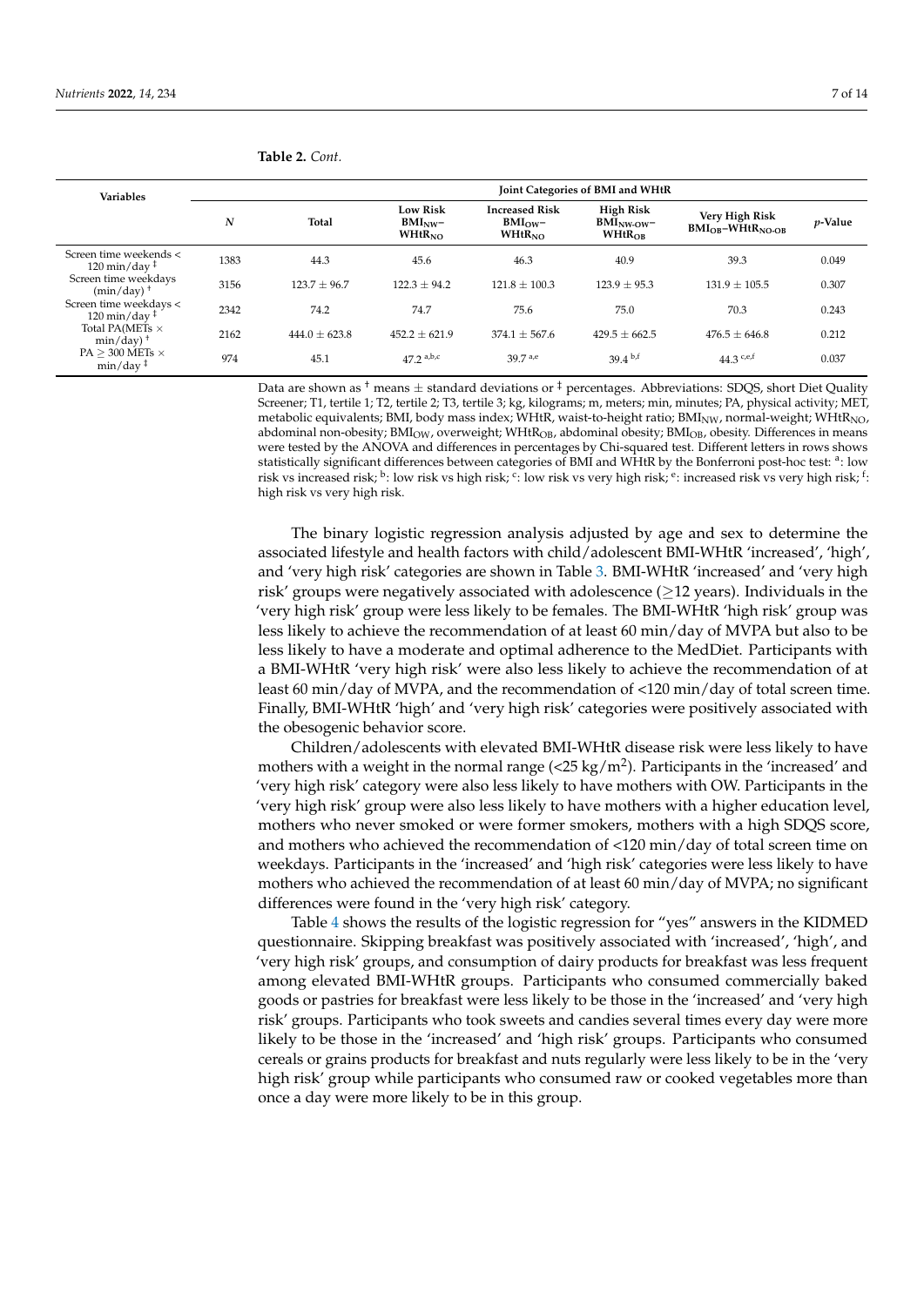**Table 2.** *Cont.*

| Variables | Joint Categories of BMI and WHtR | | | | | | |
|---|---|---|---|---|---|---|---|
| | $N$ | Total | Low Risk $BMI_{NW}$–$WHtR_{NO}$ | Increased Risk $BMI_{OW}$–$WHtR_{NO}$ | High Risk $BMI_{NW\text{-}OW}$–$WHtR_{OB}$ | Very High Risk $BMI_{OB}$–$WHtR_{NO\text{-}OB}$ | $p$-Value |
| Screen time weekends < 120 min/day [‡] | 1383 | 44.3 | 45.6 | 46.3 | 40.9 | 39.3 | 0.049 |
| Screen time weekdays (min/day) [†] | 3156 | 123.7 ± 96.7 | 122.3 ± 94.2 | 121.8 ± 100.3 | 123.9 ± 95.3 | 131.9 ± 105.5 | 0.307 |
| Screen time weekdays < 120 min/day [‡] | 2342 | 74.2 | 74.7 | 75.6 | 75.0 | 70.3 | 0.243 |
| Total PA(METs × min/day) [†] | 2162 | 444.0 ± 623.8 | 452.2 ± 621.9 | 374.1 ± 567.6 | 429.5 ± 662.5 | 476.5 ± 646.8 | 0.212 |
| PA ≥ 300 METs × min/day [‡] | 974 | 45.1 | 47.2 [a,b,c] | 39.7 [a,e] | 39.4 [b,f] | 44.3 [c,e,f] | 0.037 |

Data are shown as [†] means ± standard deviations or [‡] percentages. Abbreviations: SDQS, short Diet Quality Screener; T1, tertile 1; T2, tertile 2; T3, tertile 3; kg, kilograms; m, meters; min, minutes; PA, physical activity; MET, metabolic equivalents; BMI, body mass index; WHtR, waist-to-height ratio; $BMI_{NW}$, normal-weight; $WHtR_{NO}$, abdominal non-obesity; $BMI_{OW}$, overweight; $WHtR_{OB}$, abdominal obesity; $BMI_{OB}$, obesity. Differences in means were tested by the ANOVA and differences in percentages by Chi-squared test. Different letters in rows shows statistically significant differences between categories of BMI and WHtR by the Bonferroni post-hoc test: [a]: low risk vs increased risk; [b]: low risk vs high risk; [c]: low risk vs very high risk; [e]: increased risk vs very high risk; [f]: high risk vs very high risk.

The binary logistic regression analysis adjusted by age and sex to determine the associated lifestyle and health factors with child/adolescent BMI-WHtR 'increased', 'high', and 'very high risk' categories are shown in Table 3. BMI-WHtR 'increased' and 'very high risk' groups were negatively associated with adolescence (≥12 years). Individuals in the 'very high risk' group were less likely to be females. The BMI-WHtR 'high risk' group was less likely to achieve the recommendation of at least 60 min/day of MVPA but also to be less likely to have a moderate and optimal adherence to the MedDiet. Participants with a BMI-WHtR 'very high risk' were also less likely to achieve the recommendation of at least 60 min/day of MVPA, and the recommendation of <120 min/day of total screen time. Finally, BMI-WHtR 'high' and 'very high risk' categories were positively associated with the obesogenic behavior score.

Children/adolescents with elevated BMI-WHtR disease risk were less likely to have mothers with a weight in the normal range (<25 kg/$m^2$). Participants in the 'increased' and 'very high risk' category were also less likely to have mothers with OW. Participants in the 'very high risk' group were also less likely to have mothers with a higher education level, mothers who never smoked or were former smokers, mothers with a high SDQS score, and mothers who achieved the recommendation of <120 min/day of total screen time on weekdays. Participants in the 'increased' and 'high risk' categories were less likely to have mothers who achieved the recommendation of at least 60 min/day of MVPA; no significant differences were found in the 'very high risk' category.

Table 4 shows the results of the logistic regression for "yes" answers in the KIDMED questionnaire. Skipping breakfast was positively associated with 'increased', 'high', and 'very high risk' groups, and consumption of dairy products for breakfast was less frequent among elevated BMI-WHtR groups. Participants who consumed commercially baked goods or pastries for breakfast were less likely to be those in the 'increased' and 'very high risk' groups. Participants who took sweets and candies several times every day were more likely to be those in the 'increased' and 'high risk' groups. Participants who consumed cereals or grains products for breakfast and nuts regularly were less likely to be in the 'very high risk' group while participants who consumed raw or cooked vegetables more than once a day were more likely to be in this group.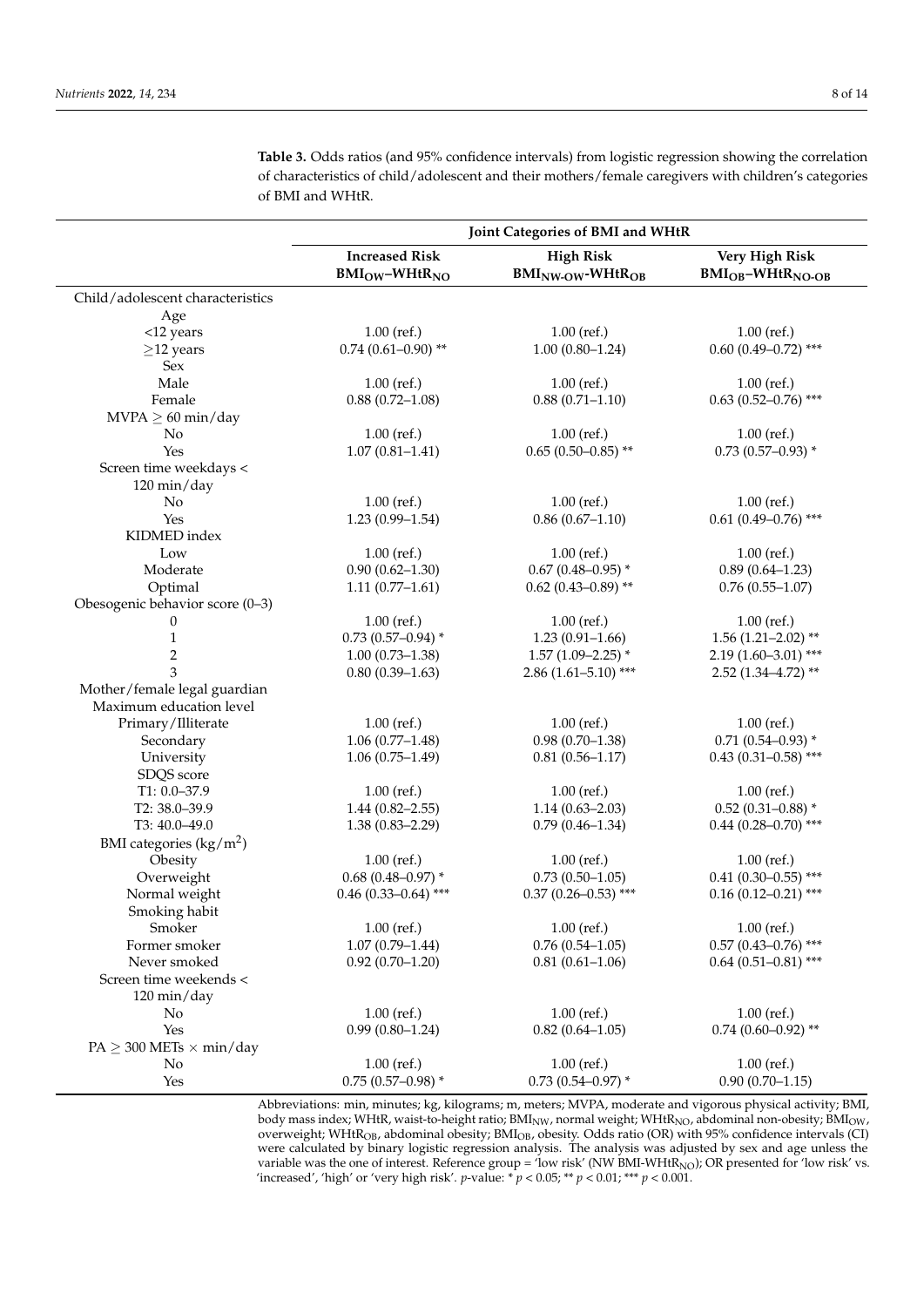**Table 3.** Odds ratios (and 95% confidence intervals) from logistic regression showing the correlation of characteristics of child/adolescent and their mothers/female caregivers with children's categories of BMI and WHtR.

| | Joint Categories of BMI and WHtR | | |
|---|---|---|---|
| | **Increased Risk** $\mathbf{BMI_{OW}}$**–**$\mathbf{WHtR_{NO}}$ | **High Risk** $\mathbf{BMI_{NW\text{-}OW}}$**-**$\mathbf{WHtR_{OB}}$ | **Very High Risk** $\mathbf{BMI_{OB}}$**–**$\mathbf{WHtR_{NO\text{-}OB}}$ |
| Child/adolescent characteristics | | | |
| Age | | | |
| <12 years | 1.00 (ref.) | 1.00 (ref.) | 1.00 (ref.) |
| ≥12 years | 0.74 (0.61–0.90) ** | 1.00 (0.80–1.24) | 0.60 (0.49–0.72) *** |
| Sex | | | |
| Male | 1.00 (ref.) | 1.00 (ref.) | 1.00 (ref.) |
| Female | 0.88 (0.72–1.08) | 0.88 (0.71–1.10) | 0.63 (0.52–0.76) *** |
| MVPA ≥ 60 min/day | | | |
| No | 1.00 (ref.) | 1.00 (ref.) | 1.00 (ref.) |
| Yes | 1.07 (0.81–1.41) | 0.65 (0.50–0.85) ** | 0.73 (0.57–0.93) * |
| Screen time weekdays < 120 min/day | | | |
| No | 1.00 (ref.) | 1.00 (ref.) | 1.00 (ref.) |
| Yes | 1.23 (0.99–1.54) | 0.86 (0.67–1.10) | 0.61 (0.49–0.76) *** |
| KIDMED index | | | |
| Low | 1.00 (ref.) | 1.00 (ref.) | 1.00 (ref.) |
| Moderate | 0.90 (0.62–1.30) | 0.67 (0.48–0.95) * | 0.89 (0.64–1.23) |
| Optimal | 1.11 (0.77–1.61) | 0.62 (0.43–0.89) ** | 0.76 (0.55–1.07) |
| Obesogenic behavior score (0–3) | | | |
| 0 | 1.00 (ref.) | 1.00 (ref.) | 1.00 (ref.) |
| 1 | 0.73 (0.57–0.94) * | 1.23 (0.91–1.66) | 1.56 (1.21–2.02) ** |
| 2 | 1.00 (0.73–1.38) | 1.57 (1.09–2.25) * | 2.19 (1.60–3.01) *** |
| 3 | 0.80 (0.39–1.63) | 2.86 (1.61–5.10) *** | 2.52 (1.34–4.72) ** |
| Mother/female legal guardian | | | |
| Maximum education level | | | |
| Primary/Illiterate | 1.00 (ref.) | 1.00 (ref.) | 1.00 (ref.) |
| Secondary | 1.06 (0.77–1.48) | 0.98 (0.70–1.38) | 0.71 (0.54–0.93) * |
| University | 1.06 (0.75–1.49) | 0.81 (0.56–1.17) | 0.43 (0.31–0.58) *** |
| SDQS score | | | |
| T1: 0.0–37.9 | 1.00 (ref.) | 1.00 (ref.) | 1.00 (ref.) |
| T2: 38.0–39.9 | 1.44 (0.82–2.55) | 1.14 (0.63–2.03) | 0.52 (0.31–0.88) * |
| T3: 40.0–49.0 | 1.38 (0.83–2.29) | 0.79 (0.46–1.34) | 0.44 (0.28–0.70) *** |
| BMI categories (kg/m$^2$) | | | |
| Obesity | 1.00 (ref.) | 1.00 (ref.) | 1.00 (ref.) |
| Overweight | 0.68 (0.48–0.97) * | 0.73 (0.50–1.05) | 0.41 (0.30–0.55) *** |
| Normal weight | 0.46 (0.33–0.64) *** | 0.37 (0.26–0.53) *** | 0.16 (0.12–0.21) *** |
| Smoking habit | | | |
| Smoker | 1.00 (ref.) | 1.00 (ref.) | 1.00 (ref.) |
| Former smoker | 1.07 (0.79–1.44) | 0.76 (0.54–1.05) | 0.57 (0.43–0.76) *** |
| Never smoked | 0.92 (0.70–1.20) | 0.81 (0.61–1.06) | 0.64 (0.51–0.81) *** |
| Screen time weekends < 120 min/day | | | |
| No | 1.00 (ref.) | 1.00 (ref.) | 1.00 (ref.) |
| Yes | 0.99 (0.80–1.24) | 0.82 (0.64–1.05) | 0.74 (0.60–0.92) ** |
| PA ≥ 300 METs × min/day | | | |
| No | 1.00 (ref.) | 1.00 (ref.) | 1.00 (ref.) |
| Yes | 0.75 (0.57–0.98) * | 0.73 (0.54–0.97) * | 0.90 (0.70–1.15) |

Abbreviations: min, minutes; kg, kilograms; m, meters; MVPA, moderate and vigorous physical activity; BMI, body mass index; WHtR, waist-to-height ratio; $BMI_{NW}$, normal weight; $WHtR_{NO}$, abdominal non-obesity; $BMI_{OW}$, overweight; $WHtR_{OB}$, abdominal obesity; $BMI_{OB}$, obesity. Odds ratio (OR) with 95% confidence intervals (CI) were calculated by binary logistic regression analysis. The analysis was adjusted by sex and age unless the variable was the one of interest. Reference group = 'low risk' (NW $BMI$-$WHtR_{NO}$); OR presented for 'low risk' vs. 'increased', 'high' or 'very high risk'. *p*-value: * $p < 0.05$; ** $p < 0.01$; *** $p < 0.001$.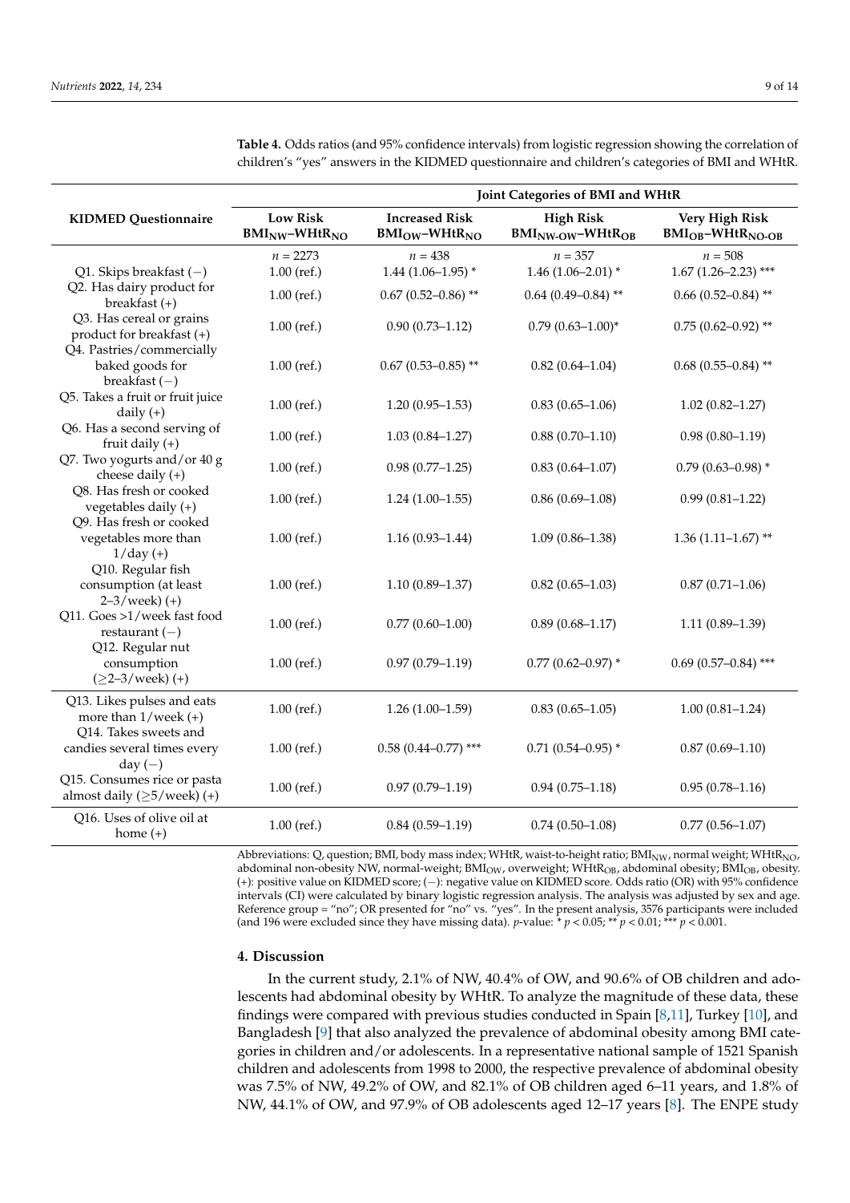**Table 4.** Odds ratios (and 95% confidence intervals) from logistic regression showing the correlation of children's "yes" answers in the KIDMED questionnaire and children's categories of BMI and WHtR.

| KIDMED Questionnaire | Joint Categories of BMI and WHtR | | | |
|---|---|---|---|---|
| | Low Risk $BMI_{NW}$–$WHtR_{NO}$ | Increased Risk $BMI_{OW}$–$WHtR_{NO}$ | High Risk $BMI_{NW\text{-}OW}$–$WHtR_{OB}$ | Very High Risk $BMI_{OB}$–$WHtR_{NO\text{-}OB}$ |
| | $n$ = 2273 | $n$ = 438 | $n$ = 357 | $n$ = 508 |
| Q1. Skips breakfast (−) | 1.00 (ref.) | 1.44 (1.06–1.95) * | 1.46 (1.06–2.01) * | 1.67 (1.26–2.23) *** |
| Q2. Has dairy product for breakfast (+) | 1.00 (ref.) | 0.67 (0.52–0.86) ** | 0.64 (0.49–0.84) ** | 0.66 (0.52–0.84) ** |
| Q3. Has cereal or grains product for breakfast (+) | 1.00 (ref.) | 0.90 (0.73–1.12) | 0.79 (0.63–1.00)* | 0.75 (0.62–0.92) ** |
| Q4. Pastries/commercially baked goods for breakfast (−) | 1.00 (ref.) | 0.67 (0.53–0.85) ** | 0.82 (0.64–1.04) | 0.68 (0.55–0.84) ** |
| Q5. Takes a fruit or fruit juice daily (+) | 1.00 (ref.) | 1.20 (0.95–1.53) | 0.83 (0.65–1.06) | 1.02 (0.82–1.27) |
| Q6. Has a second serving of fruit daily (+) | 1.00 (ref.) | 1.03 (0.84–1.27) | 0.88 (0.70–1.10) | 0.98 (0.80–1.19) |
| Q7. Two yogurts and/or 40 g cheese daily (+) | 1.00 (ref.) | 0.98 (0.77–1.25) | 0.83 (0.64–1.07) | 0.79 (0.63–0.98) * |
| Q8. Has fresh or cooked vegetables daily (+) | 1.00 (ref.) | 1.24 (1.00–1.55) | 0.86 (0.69–1.08) | 0.99 (0.81–1.22) |
| Q9. Has fresh or cooked vegetables more than 1/day (+) | 1.00 (ref.) | 1.16 (0.93–1.44) | 1.09 (0.86–1.38) | 1.36 (1.11–1.67) ** |
| Q10. Regular fish consumption (at least 2–3/week) (+) | 1.00 (ref.) | 1.10 (0.89–1.37) | 0.82 (0.65–1.03) | 0.87 (0.71–1.06) |
| Q11. Goes >1/week fast food restaurant (−) | 1.00 (ref.) | 0.77 (0.60–1.00) | 0.89 (0.68–1.17) | 1.11 (0.89–1.39) |
| Q12. Regular nut consumption (≥2–3/week) (+) | 1.00 (ref.) | 0.97 (0.79–1.19) | 0.77 (0.62–0.97) * | 0.69 (0.57–0.84) *** |
| Q13. Likes pulses and eats more than 1/week (+) | 1.00 (ref.) | 1.26 (1.00–1.59) | 0.83 (0.65–1.05) | 1.00 (0.81–1.24) |
| Q14. Takes sweets and candies several times every day (−) | 1.00 (ref.) | 0.58 (0.44–0.77) *** | 0.71 (0.54–0.95) * | 0.87 (0.69–1.10) |
| Q15. Consumes rice or pasta almost daily (≥5/week) (+) | 1.00 (ref.) | 0.97 (0.79–1.19) | 0.94 (0.75–1.18) | 0.95 (0.78–1.16) |
| Q16. Uses of olive oil at home (+) | 1.00 (ref.) | 0.84 (0.59–1.19) | 0.74 (0.50–1.08) | 0.77 (0.56–1.07) |

Abbreviations: Q, question; BMI, body mass index; WHtR, waist-to-height ratio; $BMI_{NW}$, normal weight; $WHtR_{NO}$, abdominal non-obesity NW, normal-weight; $BMI_{OW}$, overweight; $WHtR_{OB}$, abdominal obesity; $BMI_{OB}$, obesity. (+): positive value on KIDMED score; (−): negative value on KIDMED score. Odds ratio (OR) with 95% confidence intervals (CI) were calculated by binary logistic regression analysis. The analysis was adjusted by sex and age. Reference group = "no"; OR presented for "no" vs. "yes". In the present analysis, 3576 participants were included (and 196 were excluded since they have missing data). $p$-value: * $p < 0.05$; ** $p < 0.01$; *** $p < 0.001$.

## 4. Discussion

In the current study, 2.1% of NW, 40.4% of OW, and 90.6% of OB children and adolescents had abdominal obesity by WHtR. To analyze the magnitude of these data, these findings were compared with previous studies conducted in Spain [8,11], Turkey [10], and Bangladesh [9] that also analyzed the prevalence of abdominal obesity among BMI categories in children and/or adolescents. In a representative national sample of 1521 Spanish children and adolescents from 1998 to 2000, the respective prevalence of abdominal obesity was 7.5% of NW, 49.2% of OW, and 82.1% of OB children aged 6–11 years, and 1.8% of NW, 44.1% of OW, and 97.9% of OB adolescents aged 12–17 years [8]. The ENPE study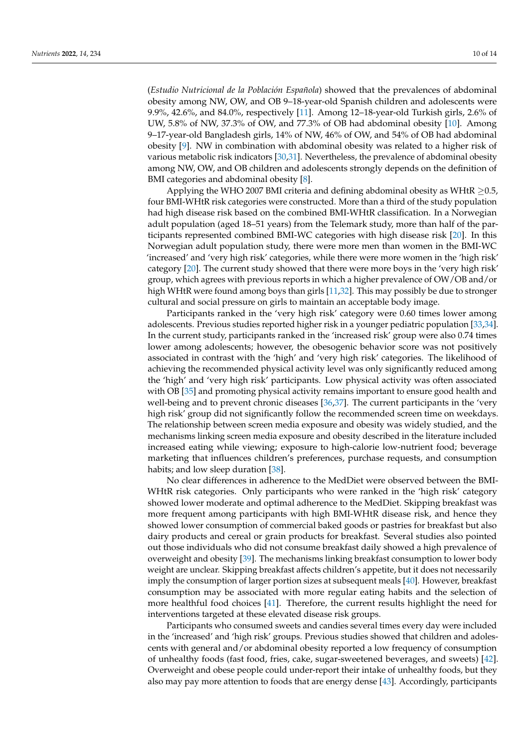(*Estudio Nutricional de la Población Española*) showed that the prevalences of abdominal obesity among NW, OW, and OB 9–18-year-old Spanish children and adolescents were 9.9%, 42.6%, and 84.0%, respectively [11]. Among 12–18-year-old Turkish girls, 2.6% of UW, 5.8% of NW, 37.3% of OW, and 77.3% of OB had abdominal obesity [10]. Among 9–17-year-old Bangladesh girls, 14% of NW, 46% of OW, and 54% of OB had abdominal obesity [9]. NW in combination with abdominal obesity was related to a higher risk of various metabolic risk indicators [30,31]. Nevertheless, the prevalence of abdominal obesity among NW, OW, and OB children and adolescents strongly depends on the definition of BMI categories and abdominal obesity [8].

Applying the WHO 2007 BMI criteria and defining abdominal obesity as WHtR $\geq$0.5, four BMI-WHtR risk categories were constructed. More than a third of the study population had high disease risk based on the combined BMI-WHtR classification. In a Norwegian adult population (aged 18–51 years) from the Telemark study, more than half of the participants represented combined BMI-WC categories with high disease risk [20]. In this Norwegian adult population study, there were more men than women in the BMI-WC 'increased' and 'very high risk' categories, while there were more women in the 'high risk' category [20]. The current study showed that there were more boys in the 'very high risk' group, which agrees with previous reports in which a higher prevalence of OW/OB and/or high WHtR were found among boys than girls [11,32]. This may possibly be due to stronger cultural and social pressure on girls to maintain an acceptable body image.

Participants ranked in the 'very high risk' category were 0.60 times lower among adolescents. Previous studies reported higher risk in a younger pediatric population [33,34]. In the current study, participants ranked in the 'increased risk' group were also 0.74 times lower among adolescents; however, the obesogenic behavior score was not positively associated in contrast with the 'high' and 'very high risk' categories. The likelihood of achieving the recommended physical activity level was only significantly reduced among the 'high' and 'very high risk' participants. Low physical activity was often associated with OB [35] and promoting physical activity remains important to ensure good health and well-being and to prevent chronic diseases [36,37]. The current participants in the 'very high risk' group did not significantly follow the recommended screen time on weekdays. The relationship between screen media exposure and obesity was widely studied, and the mechanisms linking screen media exposure and obesity described in the literature included increased eating while viewing; exposure to high-calorie low-nutrient food; beverage marketing that influences children's preferences, purchase requests, and consumption habits; and low sleep duration [38].

No clear differences in adherence to the MedDiet were observed between the BMI-WHtR risk categories. Only participants who were ranked in the 'high risk' category showed lower moderate and optimal adherence to the MedDiet. Skipping breakfast was more frequent among participants with high BMI-WHtR disease risk, and hence they showed lower consumption of commercial baked goods or pastries for breakfast but also dairy products and cereal or grain products for breakfast. Several studies also pointed out those individuals who did not consume breakfast daily showed a high prevalence of overweight and obesity [39]. The mechanisms linking breakfast consumption to lower body weight are unclear. Skipping breakfast affects children's appetite, but it does not necessarily imply the consumption of larger portion sizes at subsequent meals [40]. However, breakfast consumption may be associated with more regular eating habits and the selection of more healthful food choices [41]. Therefore, the current results highlight the need for interventions targeted at these elevated disease risk groups.

Participants who consumed sweets and candies several times every day were included in the 'increased' and 'high risk' groups. Previous studies showed that children and adolescents with general and/or abdominal obesity reported a low frequency of consumption of unhealthy foods (fast food, fries, cake, sugar-sweetened beverages, and sweets) [42]. Overweight and obese people could under-report their intake of unhealthy foods, but they also may pay more attention to foods that are energy dense [43]. Accordingly, participants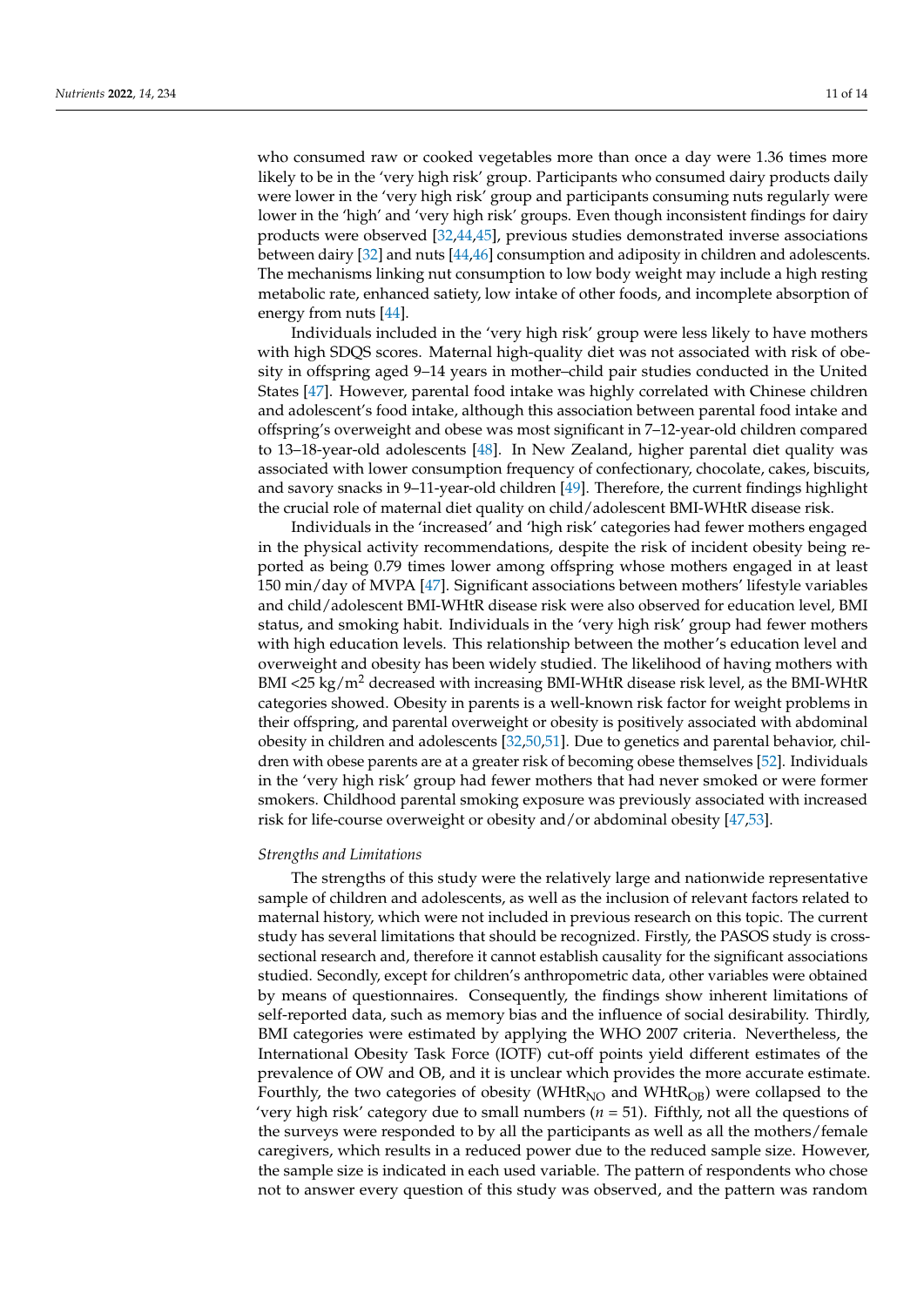who consumed raw or cooked vegetables more than once a day were 1.36 times more likely to be in the 'very high risk' group. Participants who consumed dairy products daily were lower in the 'very high risk' group and participants consuming nuts regularly were lower in the 'high' and 'very high risk' groups. Even though inconsistent findings for dairy products were observed [32,44,45], previous studies demonstrated inverse associations between dairy [32] and nuts [44,46] consumption and adiposity in children and adolescents. The mechanisms linking nut consumption to low body weight may include a high resting metabolic rate, enhanced satiety, low intake of other foods, and incomplete absorption of energy from nuts [44].

Individuals included in the 'very high risk' group were less likely to have mothers with high SDQS scores. Maternal high-quality diet was not associated with risk of obesity in offspring aged 9–14 years in mother–child pair studies conducted in the United States [47]. However, parental food intake was highly correlated with Chinese children and adolescent's food intake, although this association between parental food intake and offspring's overweight and obese was most significant in 7–12-year-old children compared to 13–18-year-old adolescents [48]. In New Zealand, higher parental diet quality was associated with lower consumption frequency of confectionary, chocolate, cakes, biscuits, and savory snacks in 9–11-year-old children [49]. Therefore, the current findings highlight the crucial role of maternal diet quality on child/adolescent BMI-WHtR disease risk.

Individuals in the 'increased' and 'high risk' categories had fewer mothers engaged in the physical activity recommendations, despite the risk of incident obesity being reported as being 0.79 times lower among offspring whose mothers engaged in at least 150 min/day of MVPA [47]. Significant associations between mothers' lifestyle variables and child/adolescent BMI-WHtR disease risk were also observed for education level, BMI status, and smoking habit. Individuals in the 'very high risk' group had fewer mothers with high education levels. This relationship between the mother's education level and overweight and obesity has been widely studied. The likelihood of having mothers with BMI <25 kg/m$^2$ decreased with increasing BMI-WHtR disease risk level, as the BMI-WHtR categories showed. Obesity in parents is a well-known risk factor for weight problems in their offspring, and parental overweight or obesity is positively associated with abdominal obesity in children and adolescents [32,50,51]. Due to genetics and parental behavior, children with obese parents are at a greater risk of becoming obese themselves [52]. Individuals in the 'very high risk' group had fewer mothers that had never smoked or were former smokers. Childhood parental smoking exposure was previously associated with increased risk for life-course overweight or obesity and/or abdominal obesity [47,53].

*Strengths and Limitations*

The strengths of this study were the relatively large and nationwide representative sample of children and adolescents, as well as the inclusion of relevant factors related to maternal history, which were not included in previous research on this topic. The current study has several limitations that should be recognized. Firstly, the PASOS study is cross-sectional research and, therefore it cannot establish causality for the significant associations studied. Secondly, except for children's anthropometric data, other variables were obtained by means of questionnaires. Consequently, the findings show inherent limitations of self-reported data, such as memory bias and the influence of social desirability. Thirdly, BMI categories were estimated by applying the WHO 2007 criteria. Nevertheless, the International Obesity Task Force (IOTF) cut-off points yield different estimates of the prevalence of OW and OB, and it is unclear which provides the more accurate estimate. Fourthly, the two categories of obesity ($WHtR_{NO}$ and $WHtR_{OB}$) were collapsed to the 'very high risk' category due to small numbers ($n$ = 51). Fifthly, not all the questions of the surveys were responded to by all the participants as well as all the mothers/female caregivers, which results in a reduced power due to the reduced sample size. However, the sample size is indicated in each used variable. The pattern of respondents who chose not to answer every question of this study was observed, and the pattern was random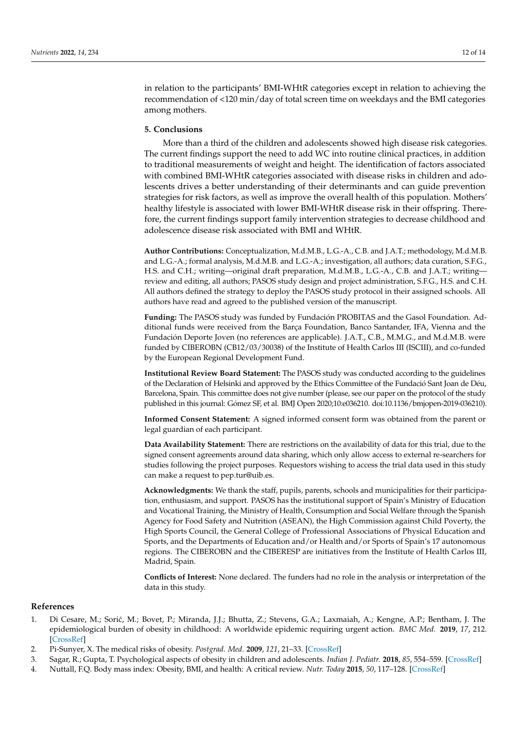in relation to the participants' BMI-WHtR categories except in relation to achieving the recommendation of <120 min/day of total screen time on weekdays and the BMI categories among mothers.

## 5. Conclusions

More than a third of the children and adolescents showed high disease risk categories. The current findings support the need to add WC into routine clinical practices, in addition to traditional measurements of weight and height. The identification of factors associated with combined BMI-WHtR categories associated with disease risks in children and adolescents drives a better understanding of their determinants and can guide prevention strategies for risk factors, as well as improve the overall health of this population. Mothers' healthy lifestyle is associated with lower BMI-WHtR disease risk in their offspring. Therefore, the current findings support family intervention strategies to decrease childhood and adolescence disease risk associated with BMI and WHtR.

**Author Contributions:** Conceptualization, M.d.M.B., L.G.-A., C.B. and J.A.T.; methodology, M.d.M.B. and L.G.-A.; formal analysis, M.d.M.B. and L.G.-A.; investigation, all authors; data curation, S.F.G., H.S. and C.H.; writing—original draft preparation, M.d.M.B., L.G.-A., C.B. and J.A.T.; writing—review and editing, all authors; PASOS study design and project administration, S.F.G., H.S. and C.H. All authors defined the strategy to deploy the PASOS study protocol in their assigned schools. All authors have read and agreed to the published version of the manuscript.

**Funding:** The PASOS study was funded by Fundación PROBITAS and the Gasol Foundation. Additional funds were received from the Barça Foundation, Banco Santander, IFA, Vienna and the Fundación Deporte Joven (no references are applicable). J.A.T., C.B., M.M.G., and M.d.M.B. were funded by CIBEROBN (CB12/03/30038) of the Institute of Health Carlos III (ISCIII), and co-funded by the European Regional Development Fund.

**Institutional Review Board Statement:** The PASOS study was conducted according to the guidelines of the Declaration of Helsinki and approved by the Ethics Committee of the Fundació Sant Joan de Déu, Barcelona, Spain. This committee does not give number (please, see our paper on the protocol of the study published in this journal: Gómez SF, et al. BMJ Open 2020;10:e036210. doi:10.1136/bmjopen-2019-036210).

**Informed Consent Statement:** A signed informed consent form was obtained from the parent or legal guardian of each participant.

**Data Availability Statement:** There are restrictions on the availability of data for this trial, due to the signed consent agreements around data sharing, which only allow access to external re-searchers for studies following the project purposes. Requestors wishing to access the trial data used in this study can make a request to pep.tur@uib.es.

**Acknowledgments:** We thank the staff, pupils, parents, schools and municipalities for their participation, enthusiasm, and support. PASOS has the institutional support of Spain's Ministry of Education and Vocational Training, the Ministry of Health, Consumption and Social Welfare through the Spanish Agency for Food Safety and Nutrition (ASEAN), the High Commission against Child Poverty, the High Sports Council, the General College of Professional Associations of Physical Education and Sports, and the Departments of Education and/or Health and/or Sports of Spain's 17 autonomous regions. The CIBEROBN and the CIBERESP are initiatives from the Institute of Health Carlos III, Madrid, Spain.

**Conflicts of Interest:** None declared. The funders had no role in the analysis or interpretation of the data in this study.

## References

1. Di Cesare, M.; Sorić, M.; Bovet, P.; Miranda, J.J.; Bhutta, Z.; Stevens, G.A.; Laxmaiah, A.; Kengne, A.P.; Bentham, J. The epidemiological burden of obesity in childhood: A worldwide epidemic requiring urgent action. *BMC Med.* **2019**, *17*, 212. [CrossRef]
2. Pi-Sunyer, X. The medical risks of obesity. *Postgrad. Med.* **2009**, *121*, 21–33. [CrossRef]
3. Sagar, R.; Gupta, T. Psychological aspects of obesity in children and adolescents. *Indian J. Pediatr.* **2018**, *85*, 554–559. [CrossRef]
4. Nuttall, F.Q. Body mass index: Obesity, BMI, and health: A critical review. *Nutr. Today* **2015**, *50*, 117–128. [CrossRef]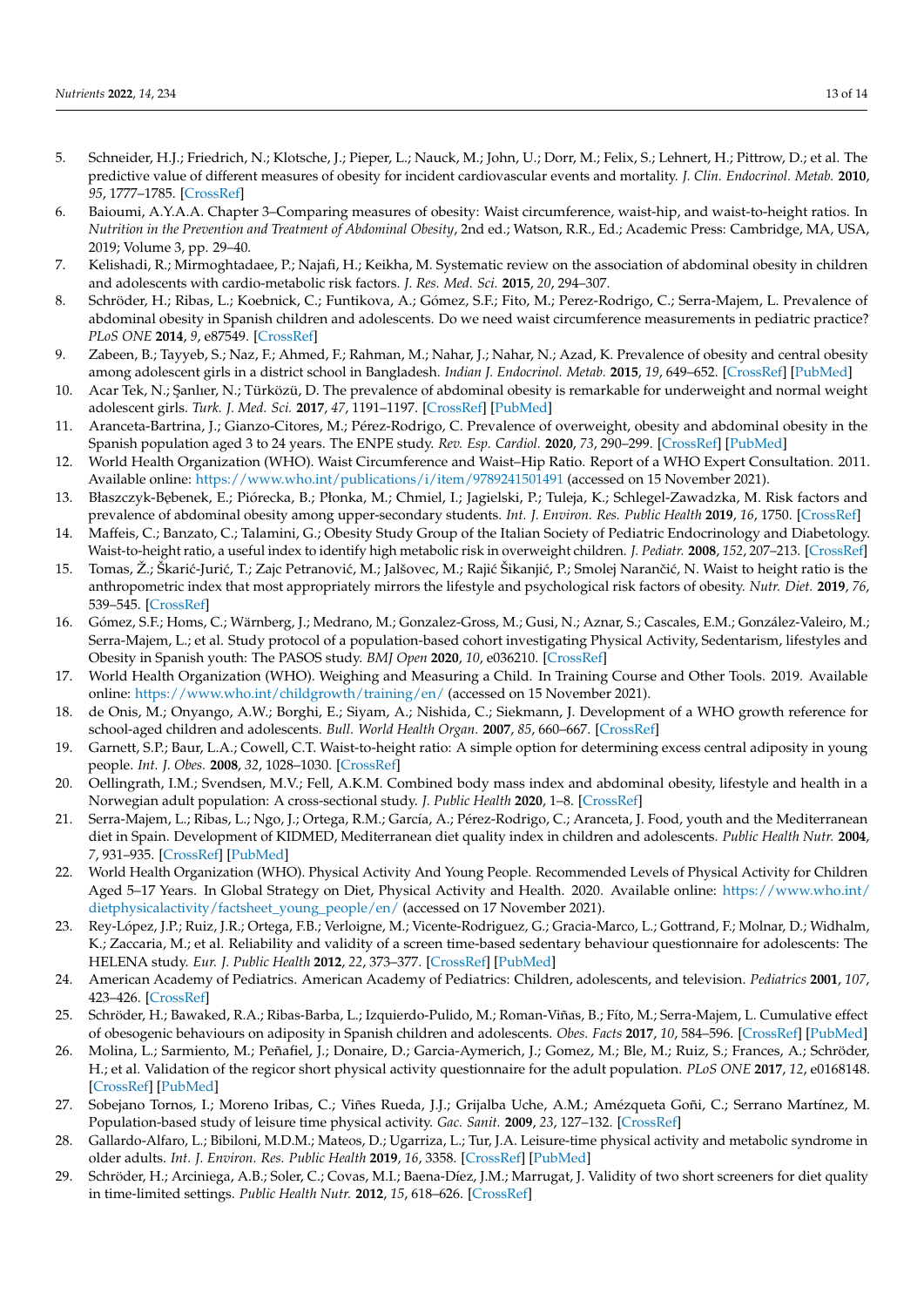5. Schneider, H.J.; Friedrich, N.; Klotsche, J.; Pieper, L.; Nauck, M.; John, U.; Dorr, M.; Felix, S.; Lehnert, H.; Pittrow, D.; et al. The predictive value of different measures of obesity for incident cardiovascular events and mortality. *J. Clin. Endocrinol. Metab.* **2010**, *95*, 1777–1785. [CrossRef]
6. Baioumi, A.Y.A.A. Chapter 3–Comparing measures of obesity: Waist circumference, waist-hip, and waist-to-height ratios. In *Nutrition in the Prevention and Treatment of Abdominal Obesity*, 2nd ed.; Watson, R.R., Ed.; Academic Press: Cambridge, MA, USA, 2019; Volume 3, pp. 29–40.
7. Kelishadi, R.; Mirmoghtadaee, P.; Najafi, H.; Keikha, M. Systematic review on the association of abdominal obesity in children and adolescents with cardio-metabolic risk factors. *J. Res. Med. Sci.* **2015**, *20*, 294–307.
8. Schröder, H.; Ribas, L.; Koebnick, C.; Funtikova, A.; Gómez, S.F.; Fito, M.; Perez-Rodrigo, C.; Serra-Majem, L. Prevalence of abdominal obesity in Spanish children and adolescents. Do we need waist circumference measurements in pediatric practice? *PLoS ONE* **2014**, *9*, e87549. [CrossRef]
9. Zabeen, B.; Tayyeb, S.; Naz, F.; Ahmed, F.; Rahman, M.; Nahar, J.; Nahar, N.; Azad, K. Prevalence of obesity and central obesity among adolescent girls in a district school in Bangladesh. *Indian J. Endocrinol. Metab.* **2015**, *19*, 649–652. [CrossRef] [PubMed]
10. Acar Tek, N.; Şanlıer, N.; Türközü, D. The prevalence of abdominal obesity is remarkable for underweight and normal weight adolescent girls. *Turk. J. Med. Sci.* **2017**, *47*, 1191–1197. [CrossRef] [PubMed]
11. Aranceta-Bartrina, J.; Gianzo-Citores, M.; Pérez-Rodrigo, C. Prevalence of overweight, obesity and abdominal obesity in the Spanish population aged 3 to 24 years. The ENPE study. *Rev. Esp. Cardiol.* **2020**, *73*, 290–299. [CrossRef] [PubMed]
12. World Health Organization (WHO). Waist Circumference and Waist–Hip Ratio. Report of a WHO Expert Consultation. 2011. Available online: https://www.who.int/publications/i/item/9789241501491 (accessed on 15 November 2021).
13. Błaszczyk-Bębenek, E.; Piórecka, B.; Płonka, M.; Chmiel, I.; Jagielski, P.; Tuleja, K.; Schlegel-Zawadzka, M. Risk factors and prevalence of abdominal obesity among upper-secondary students. *Int. J. Environ. Res. Public Health* **2019**, *16*, 1750. [CrossRef]
14. Maffeis, C.; Banzato, C.; Talamini, G.; Obesity Study Group of the Italian Society of Pediatric Endocrinology and Diabetology. Waist-to-height ratio, a useful index to identify high metabolic risk in overweight children. *J. Pediatr.* **2008**, *152*, 207–213. [CrossRef]
15. Tomas, Ž.; Škarić-Jurić, T.; Zajc Petranović, M.; Jalšovec, M.; Rajić Šikanjić, P.; Smolej Narančić, N. Waist to height ratio is the anthropometric index that most appropriately mirrors the lifestyle and psychological risk factors of obesity. *Nutr. Diet.* **2019**, *76*, 539–545. [CrossRef]
16. Gómez, S.F.; Homs, C.; Wärnberg, J.; Medrano, M.; Gonzalez-Gross, M.; Gusi, N.; Aznar, S.; Cascales, E.M.; González-Valeiro, M.; Serra-Majem, L.; et al. Study protocol of a population-based cohort investigating Physical Activity, Sedentarism, lifestyles and Obesity in Spanish youth: The PASOS study. *BMJ Open* **2020**, *10*, e036210. [CrossRef]
17. World Health Organization (WHO). Weighing and Measuring a Child. In Training Course and Other Tools. 2019. Available online: https://www.who.int/childgrowth/training/en/ (accessed on 15 November 2021).
18. de Onis, M.; Onyango, A.W.; Borghi, E.; Siyam, A.; Nishida, C.; Siekmann, J. Development of a WHO growth reference for school-aged children and adolescents. *Bull. World Health Organ.* **2007**, *85*, 660–667. [CrossRef]
19. Garnett, S.P.; Baur, L.A.; Cowell, C.T. Waist-to-height ratio: A simple option for determining excess central adiposity in young people. *Int. J. Obes.* **2008**, *32*, 1028–1030. [CrossRef]
20. Oellingrath, I.M.; Svendsen, M.V.; Fell, A.K.M. Combined body mass index and abdominal obesity, lifestyle and health in a Norwegian adult population: A cross-sectional study. *J. Public Health* **2020**, 1–8. [CrossRef]
21. Serra-Majem, L.; Ribas, L.; Ngo, J.; Ortega, R.M.; García, A.; Pérez-Rodrigo, C.; Aranceta, J. Food, youth and the Mediterranean diet in Spain. Development of KIDMED, Mediterranean diet quality index in children and adolescents. *Public Health Nutr.* **2004**, *7*, 931–935. [CrossRef] [PubMed]
22. World Health Organization (WHO). Physical Activity And Young People. Recommended Levels of Physical Activity for Children Aged 5–17 Years. In Global Strategy on Diet, Physical Activity and Health. 2020. Available online: https://www.who.int/dietphysicalactivity/factsheet_young_people/en/ (accessed on 17 November 2021).
23. Rey-López, J.P.; Ruiz, J.R.; Ortega, F.B.; Verloigne, M.; Vicente-Rodriguez, G.; Gracia-Marco, L.; Gottrand, F.; Molnar, D.; Widhalm, K.; Zaccaria, M.; et al. Reliability and validity of a screen time-based sedentary behaviour questionnaire for adolescents: The HELENA study. *Eur. J. Public Health* **2012**, *22*, 373–377. [CrossRef] [PubMed]
24. American Academy of Pediatrics. American Academy of Pediatrics: Children, adolescents, and television. *Pediatrics* **2001**, *107*, 423–426. [CrossRef]
25. Schröder, H.; Bawaked, R.A.; Ribas-Barba, L.; Izquierdo-Pulido, M.; Roman-Viñas, B.; Fíto, M.; Serra-Majem, L. Cumulative effect of obesogenic behaviours on adiposity in Spanish children and adolescents. *Obes. Facts* **2017**, *10*, 584–596. [CrossRef] [PubMed]
26. Molina, L.; Sarmiento, M.; Peñafiel, J.; Donaire, D.; Garcia-Aymerich, J.; Gomez, M.; Ble, M.; Ruiz, S.; Frances, A.; Schröder, H.; et al. Validation of the regicor short physical activity questionnaire for the adult population. *PLoS ONE* **2017**, *12*, e0168148. [CrossRef] [PubMed]
27. Sobejano Tornos, I.; Moreno Iribas, C.; Viñes Rueda, J.J.; Grijalba Uche, A.M.; Amézqueta Goñi, C.; Serrano Martínez, M. Population-based study of leisure time physical activity. *Gac. Sanit.* **2009**, *23*, 127–132. [CrossRef]
28. Gallardo-Alfaro, L.; Bibiloni, M.D.M.; Mateos, D.; Ugarriza, L.; Tur, J.A. Leisure-time physical activity and metabolic syndrome in older adults. *Int. J. Environ. Res. Public Health* **2019**, *16*, 3358. [CrossRef] [PubMed]
29. Schröder, H.; Arciniega, A.B.; Soler, C.; Covas, M.I.; Baena-Díez, J.M.; Marrugat, J. Validity of two short screeners for diet quality in time-limited settings. *Public Health Nutr.* **2012**, *15*, 618–626. [CrossRef]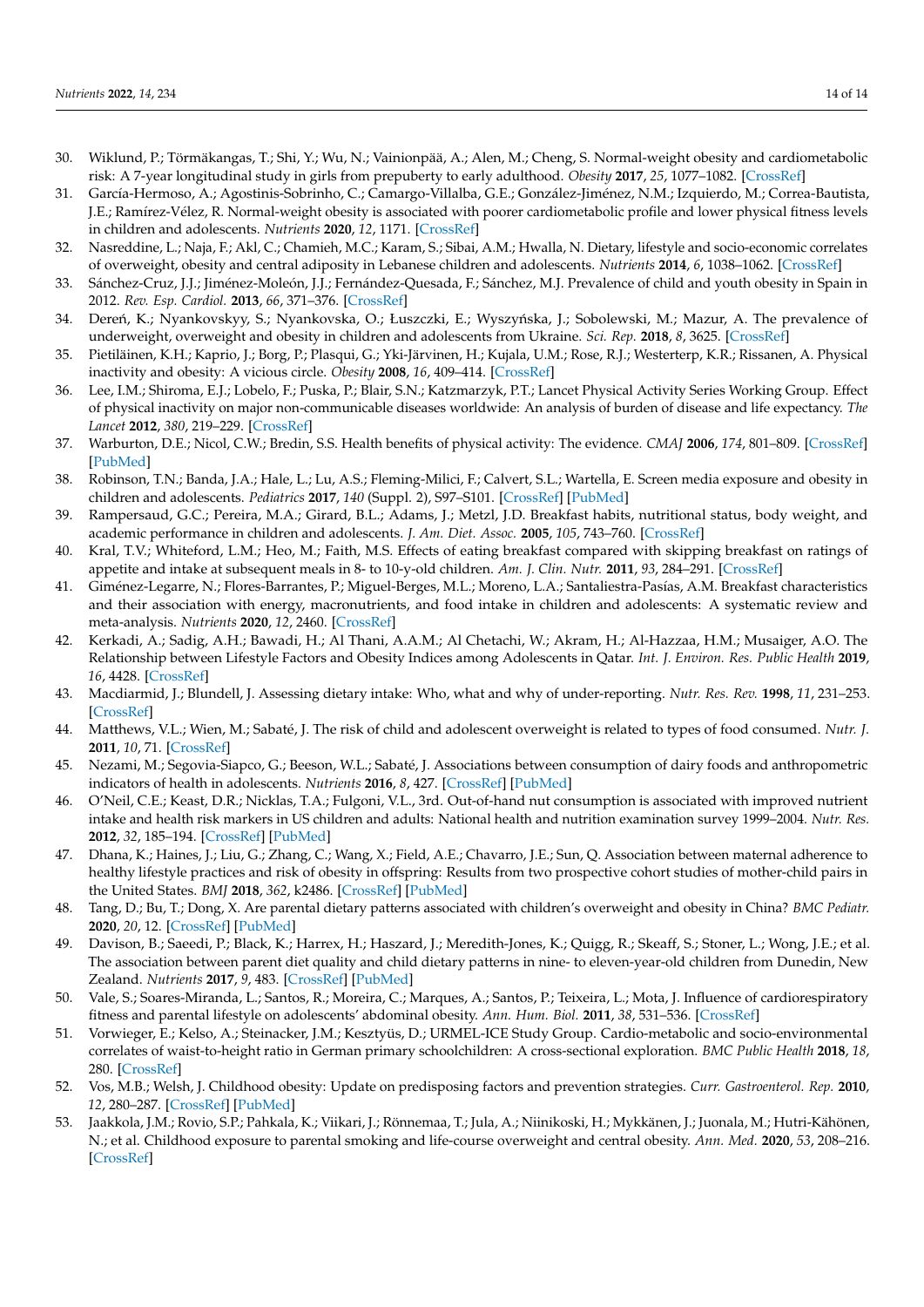30. Wiklund, P.; Törmäkangas, T.; Shi, Y.; Wu, N.; Vainionpää, A.; Alen, M.; Cheng, S. Normal-weight obesity and cardiometabolic risk: A 7-year longitudinal study in girls from prepuberty to early adulthood. *Obesity* **2017**, *25*, 1077–1082. [CrossRef]
31. García-Hermoso, A.; Agostinis-Sobrinho, C.; Camargo-Villalba, G.E.; González-Jiménez, N.M.; Izquierdo, M.; Correa-Bautista, J.E.; Ramírez-Vélez, R. Normal-weight obesity is associated with poorer cardiometabolic profile and lower physical fitness levels in children and adolescents. *Nutrients* **2020**, *12*, 1171. [CrossRef]
32. Nasreddine, L.; Naja, F.; Akl, C.; Chamieh, M.C.; Karam, S.; Sibai, A.M.; Hwalla, N. Dietary, lifestyle and socio-economic correlates of overweight, obesity and central adiposity in Lebanese children and adolescents. *Nutrients* **2014**, *6*, 1038–1062. [CrossRef]
33. Sánchez-Cruz, J.J.; Jiménez-Moleón, J.J.; Fernández-Quesada, F.; Sánchez, M.J. Prevalence of child and youth obesity in Spain in 2012. *Rev. Esp. Cardiol.* **2013**, *66*, 371–376. [CrossRef]
34. Dereń, K.; Nyankovskyy, S.; Nyankovska, O.; Łuszczki, E.; Wyszyńska, J.; Sobolewski, M.; Mazur, A. The prevalence of underweight, overweight and obesity in children and adolescents from Ukraine. *Sci. Rep.* **2018**, *8*, 3625. [CrossRef]
35. Pietiläinen, K.H.; Kaprio, J.; Borg, P.; Plasqui, G.; Yki-Järvinen, H.; Kujala, U.M.; Rose, R.J.; Westerterp, K.R.; Rissanen, A. Physical inactivity and obesity: A vicious circle. *Obesity* **2008**, *16*, 409–414. [CrossRef]
36. Lee, I.M.; Shiroma, E.J.; Lobelo, F.; Puska, P.; Blair, S.N.; Katzmarzyk, P.T.; Lancet Physical Activity Series Working Group. Effect of physical inactivity on major non-communicable diseases worldwide: An analysis of burden of disease and life expectancy. *The Lancet* **2012**, *380*, 219–229. [CrossRef]
37. Warburton, D.E.; Nicol, C.W.; Bredin, S.S. Health benefits of physical activity: The evidence. *CMAJ* **2006**, *174*, 801–809. [CrossRef] [PubMed]
38. Robinson, T.N.; Banda, J.A.; Hale, L.; Lu, A.S.; Fleming-Milici, F.; Calvert, S.L.; Wartella, E. Screen media exposure and obesity in children and adolescents. *Pediatrics* **2017**, *140* (Suppl. 2), S97–S101. [CrossRef] [PubMed]
39. Rampersaud, G.C.; Pereira, M.A.; Girard, B.L.; Adams, J.; Metzl, J.D. Breakfast habits, nutritional status, body weight, and academic performance in children and adolescents. *J. Am. Diet. Assoc.* **2005**, *105*, 743–760. [CrossRef]
40. Kral, T.V.; Whiteford, L.M.; Heo, M.; Faith, M.S. Effects of eating breakfast compared with skipping breakfast on ratings of appetite and intake at subsequent meals in 8- to 10-y-old children. *Am. J. Clin. Nutr.* **2011**, *93*, 284–291. [CrossRef]
41. Giménez-Legarre, N.; Flores-Barrantes, P.; Miguel-Berges, M.L.; Moreno, L.A.; Santaliestra-Pasías, A.M. Breakfast characteristics and their association with energy, macronutrients, and food intake in children and adolescents: A systematic review and meta-analysis. *Nutrients* **2020**, *12*, 2460. [CrossRef]
42. Kerkadi, A.; Sadig, A.H.; Bawadi, H.; Al Thani, A.A.M.; Al Chetachi, W.; Akram, H.; Al-Hazzaa, H.M.; Musaiger, A.O. The Relationship between Lifestyle Factors and Obesity Indices among Adolescents in Qatar. *Int. J. Environ. Res. Public Health* **2019**, *16*, 4428. [CrossRef]
43. Macdiarmid, J.; Blundell, J. Assessing dietary intake: Who, what and why of under-reporting. *Nutr. Res. Rev.* **1998**, *11*, 231–253. [CrossRef]
44. Matthews, V.L.; Wien, M.; Sabaté, J. The risk of child and adolescent overweight is related to types of food consumed. *Nutr. J.* **2011**, *10*, 71. [CrossRef]
45. Nezami, M.; Segovia-Siapco, G.; Beeson, W.L.; Sabaté, J. Associations between consumption of dairy foods and anthropometric indicators of health in adolescents. *Nutrients* **2016**, *8*, 427. [CrossRef] [PubMed]
46. O'Neil, C.E.; Keast, D.R.; Nicklas, T.A.; Fulgoni, V.L., 3rd. Out-of-hand nut consumption is associated with improved nutrient intake and health risk markers in US children and adults: National health and nutrition examination survey 1999–2004. *Nutr. Res.* **2012**, *32*, 185–194. [CrossRef] [PubMed]
47. Dhana, K.; Haines, J.; Liu, G.; Zhang, C.; Wang, X.; Field, A.E.; Chavarro, J.E.; Sun, Q. Association between maternal adherence to healthy lifestyle practices and risk of obesity in offspring: Results from two prospective cohort studies of mother-child pairs in the United States. *BMJ* **2018**, *362*, k2486. [CrossRef] [PubMed]
48. Tang, D.; Bu, T.; Dong, X. Are parental dietary patterns associated with children's overweight and obesity in China? *BMC Pediatr.* **2020**, *20*, 12. [CrossRef] [PubMed]
49. Davison, B.; Saeedi, P.; Black, K.; Harrex, H.; Haszard, J.; Meredith-Jones, K.; Quigg, R.; Skeaff, S.; Stoner, L.; Wong, J.E.; et al. The association between parent diet quality and child dietary patterns in nine- to eleven-year-old children from Dunedin, New Zealand. *Nutrients* **2017**, *9*, 483. [CrossRef] [PubMed]
50. Vale, S.; Soares-Miranda, L.; Santos, R.; Moreira, C.; Marques, A.; Santos, P.; Teixeira, L.; Mota, J. Influence of cardiorespiratory fitness and parental lifestyle on adolescents' abdominal obesity. *Ann. Hum. Biol.* **2011**, *38*, 531–536. [CrossRef]
51. Vorwieger, E.; Kelso, A.; Steinacker, J.M.; Kesztyüs, D.; URMEL-ICE Study Group. Cardio-metabolic and socio-environmental correlates of waist-to-height ratio in German primary schoolchildren: A cross-sectional exploration. *BMC Public Health* **2018**, *18*, 280. [CrossRef]
52. Vos, M.B.; Welsh, J. Childhood obesity: Update on predisposing factors and prevention strategies. *Curr. Gastroenterol. Rep.* **2010**, *12*, 280–287. [CrossRef] [PubMed]
53. Jaakkola, J.M.; Rovio, S.P.; Pahkala, K.; Viikari, J.; Rönnemaa, T.; Jula, A.; Niinikoski, H.; Mykkänen, J.; Juonala, M.; Hutri-Kähönen, N.; et al. Childhood exposure to parental smoking and life-course overweight and central obesity. *Ann. Med.* **2020**, *53*, 208–216. [CrossRef]